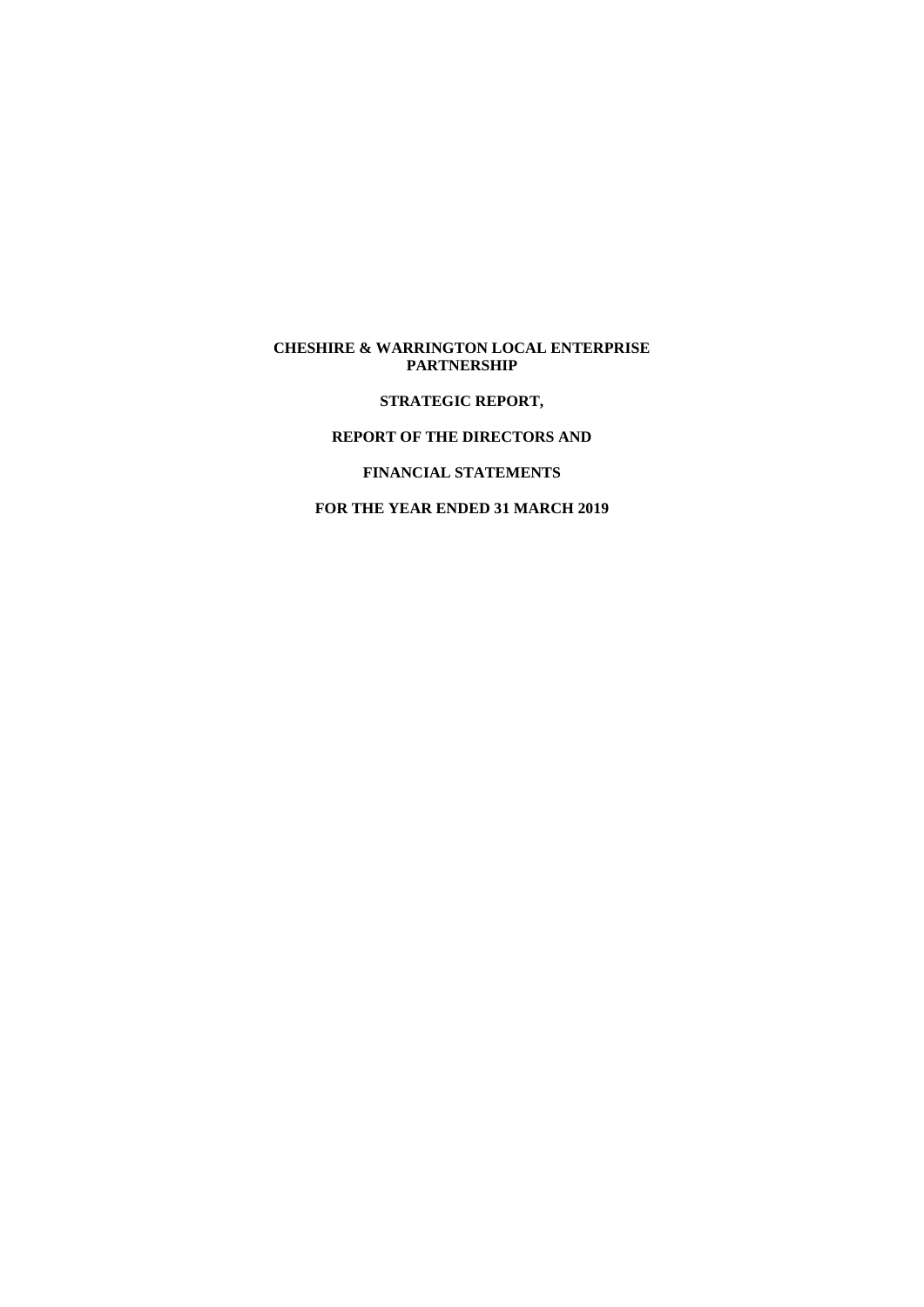# CHESHIRE & WARRINGTON LOCAL ENTERPRISE PARTNERSHIP

**STRATEGIC REPORT,**

**REPORT OF THE DIRECTORS AND**

**FINANCIAL STATEMENTS**

**FOR THE YEAR ENDED 31 MARCH 2019**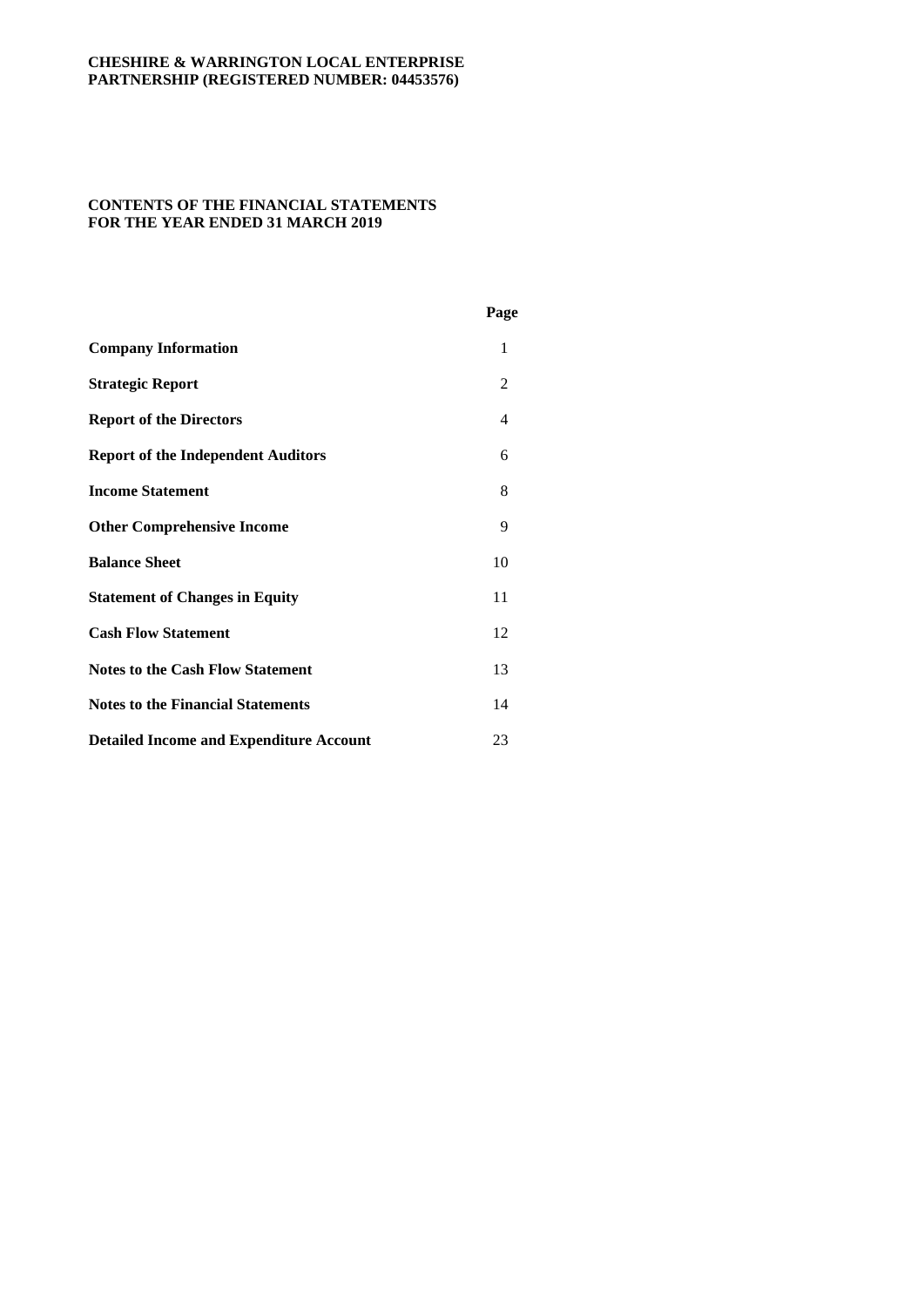**CHESHIRE & WARRINGTON LOCAL ENTERPRISE PARTNERSHIP (REGISTERED NUMBER: 04453576)**

# CONTENTS OF THE FINANCIAL STATEMENTS FOR THE YEAR ENDED 31 MARCH 2019

| | Page |
|---|---|
| **Company Information** | 1 |
| **Strategic Report** | 2 |
| **Report of the Directors** | 4 |
| **Report of the Independent Auditors** | 6 |
| **Income Statement** | 8 |
| **Other Comprehensive Income** | 9 |
| **Balance Sheet** | 10 |
| **Statement of Changes in Equity** | 11 |
| **Cash Flow Statement** | 12 |
| **Notes to the Cash Flow Statement** | 13 |
| **Notes to the Financial Statements** | 14 |
| **Detailed Income and Expenditure Account** | 23 |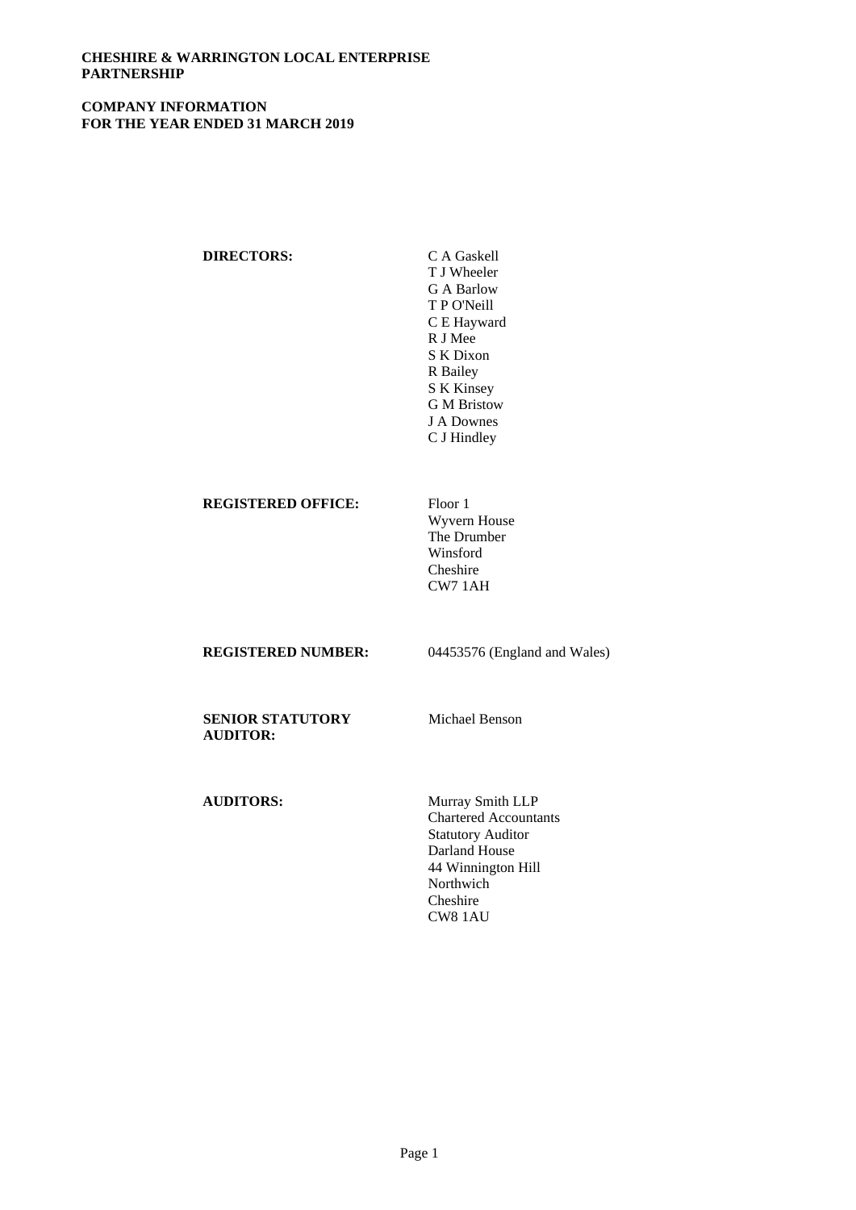**CHESHIRE & WARRINGTON LOCAL ENTERPRISE PARTNERSHIP**

**COMPANY INFORMATION FOR THE YEAR ENDED 31 MARCH 2019**

| | |
|---|---|
| **DIRECTORS:** | C A Gaskell<br>T J Wheeler<br>G A Barlow<br>T P O'Neill<br>C E Hayward<br>R J Mee<br>S K Dixon<br>R Bailey<br>S K Kinsey<br>G M Bristow<br>J A Downes<br>C J Hindley |
| **REGISTERED OFFICE:** | Floor 1<br>Wyvern House<br>The Drumber<br>Winsford<br>Cheshire<br>CW7 1AH |
| **REGISTERED NUMBER:** | 04453576 (England and Wales) |
| **SENIOR STATUTORY AUDITOR:** | Michael Benson |
| **AUDITORS:** | Murray Smith LLP<br>Chartered Accountants<br>Statutory Auditor<br>Darland House<br>44 Winnington Hill<br>Northwich<br>Cheshire<br>CW8 1AU |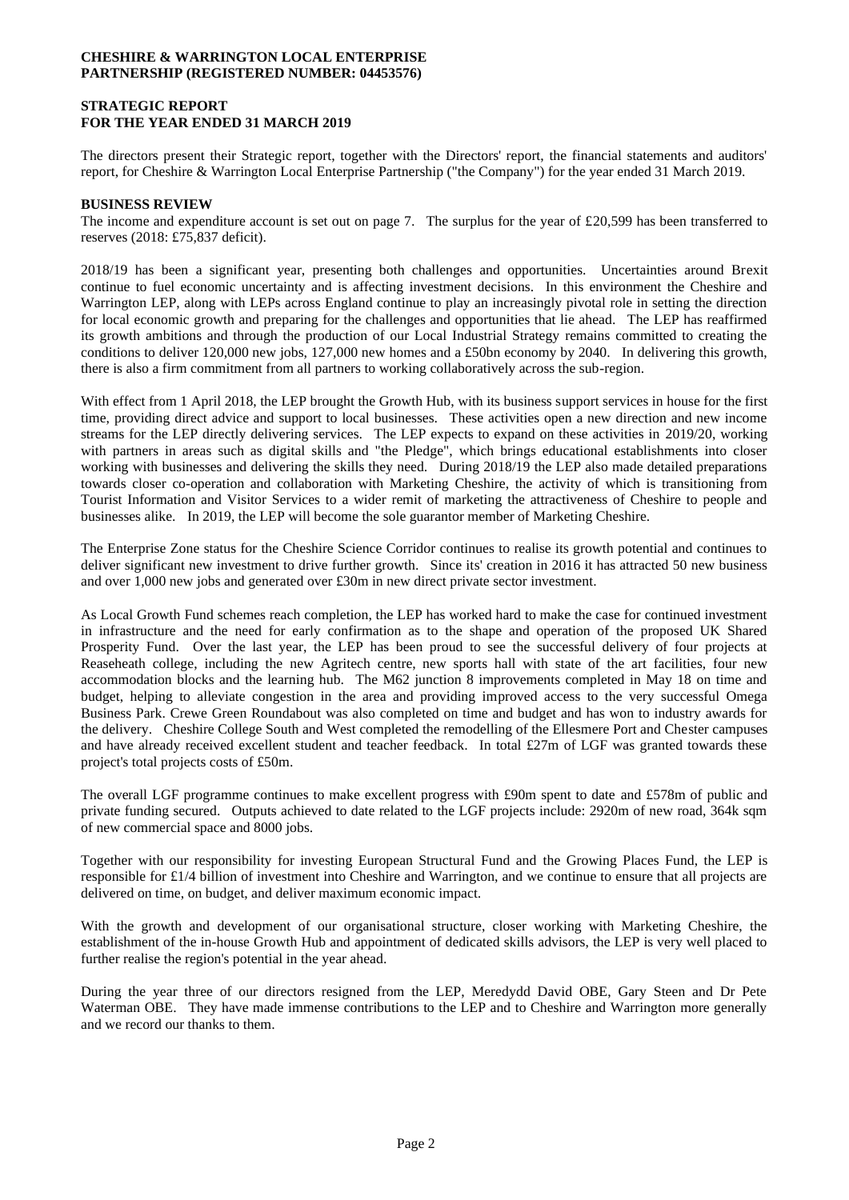**CHESHIRE & WARRINGTON LOCAL ENTERPRISE PARTNERSHIP (REGISTERED NUMBER: 04453576)**

# STRATEGIC REPORT
# FOR THE YEAR ENDED 31 MARCH 2019

The directors present their Strategic report, together with the Directors' report, the financial statements and auditors' report, for Cheshire & Warrington Local Enterprise Partnership ("the Company") for the year ended 31 March 2019.

## BUSINESS REVIEW

The income and expenditure account is set out on page 7. The surplus for the year of £20,599 has been transferred to reserves (2018: £75,837 deficit).

2018/19 has been a significant year, presenting both challenges and opportunities. Uncertainties around Brexit continue to fuel economic uncertainty and is affecting investment decisions. In this environment the Cheshire and Warrington LEP, along with LEPs across England continue to play an increasingly pivotal role in setting the direction for local economic growth and preparing for the challenges and opportunities that lie ahead. The LEP has reaffirmed its growth ambitions and through the production of our Local Industrial Strategy remains committed to creating the conditions to deliver 120,000 new jobs, 127,000 new homes and a £50bn economy by 2040. In delivering this growth, there is also a firm commitment from all partners to working collaboratively across the sub-region.

With effect from 1 April 2018, the LEP brought the Growth Hub, with its business support services in house for the first time, providing direct advice and support to local businesses. These activities open a new direction and new income streams for the LEP directly delivering services. The LEP expects to expand on these activities in 2019/20, working with partners in areas such as digital skills and "the Pledge", which brings educational establishments into closer working with businesses and delivering the skills they need. During 2018/19 the LEP also made detailed preparations towards closer co-operation and collaboration with Marketing Cheshire, the activity of which is transitioning from Tourist Information and Visitor Services to a wider remit of marketing the attractiveness of Cheshire to people and businesses alike. In 2019, the LEP will become the sole guarantor member of Marketing Cheshire.

The Enterprise Zone status for the Cheshire Science Corridor continues to realise its growth potential and continues to deliver significant new investment to drive further growth. Since its' creation in 2016 it has attracted 50 new business and over 1,000 new jobs and generated over £30m in new direct private sector investment.

As Local Growth Fund schemes reach completion, the LEP has worked hard to make the case for continued investment in infrastructure and the need for early confirmation as to the shape and operation of the proposed UK Shared Prosperity Fund. Over the last year, the LEP has been proud to see the successful delivery of four projects at Reaseheath college, including the new Agritech centre, new sports hall with state of the art facilities, four new accommodation blocks and the learning hub. The M62 junction 8 improvements completed in May 18 on time and budget, helping to alleviate congestion in the area and providing improved access to the very successful Omega Business Park. Crewe Green Roundabout was also completed on time and budget and has won to industry awards for the delivery. Cheshire College South and West completed the remodelling of the Ellesmere Port and Chester campuses and have already received excellent student and teacher feedback. In total £27m of LGF was granted towards these project's total projects costs of £50m.

The overall LGF programme continues to make excellent progress with £90m spent to date and £578m of public and private funding secured. Outputs achieved to date related to the LGF projects include: 2920m of new road, 364k sqm of new commercial space and 8000 jobs.

Together with our responsibility for investing European Structural Fund and the Growing Places Fund, the LEP is responsible for £1/4 billion of investment into Cheshire and Warrington, and we continue to ensure that all projects are delivered on time, on budget, and deliver maximum economic impact.

With the growth and development of our organisational structure, closer working with Marketing Cheshire, the establishment of the in-house Growth Hub and appointment of dedicated skills advisors, the LEP is very well placed to further realise the region's potential in the year ahead.

During the year three of our directors resigned from the LEP, Meredydd David OBE, Gary Steen and Dr Pete Waterman OBE. They have made immense contributions to the LEP and to Cheshire and Warrington more generally and we record our thanks to them.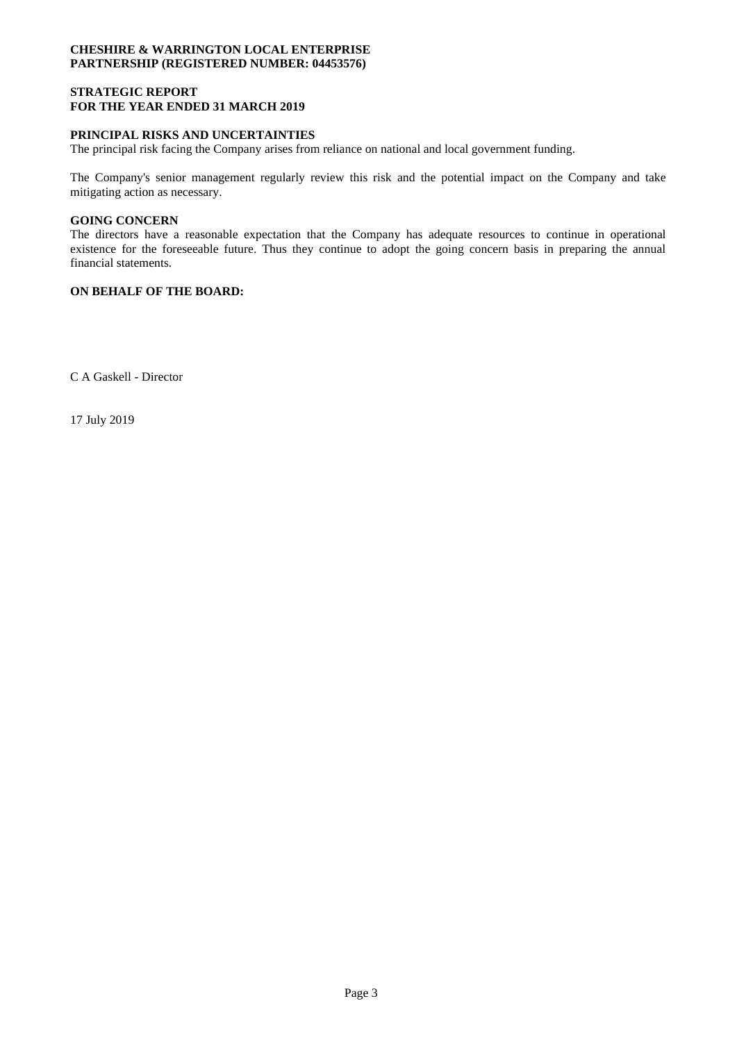**CHESHIRE & WARRINGTON LOCAL ENTERPRISE PARTNERSHIP (REGISTERED NUMBER: 04453576)**

**STRATEGIC REPORT**
**FOR THE YEAR ENDED 31 MARCH 2019**

**PRINCIPAL RISKS AND UNCERTAINTIES**

The principal risk facing the Company arises from reliance on national and local government funding.

The Company's senior management regularly review this risk and the potential impact on the Company and take mitigating action as necessary.

**GOING CONCERN**

The directors have a reasonable expectation that the Company has adequate resources to continue in operational existence for the foreseeable future. Thus they continue to adopt the going concern basis in preparing the annual financial statements.

**ON BEHALF OF THE BOARD:**

C A Gaskell - Director

17 July 2019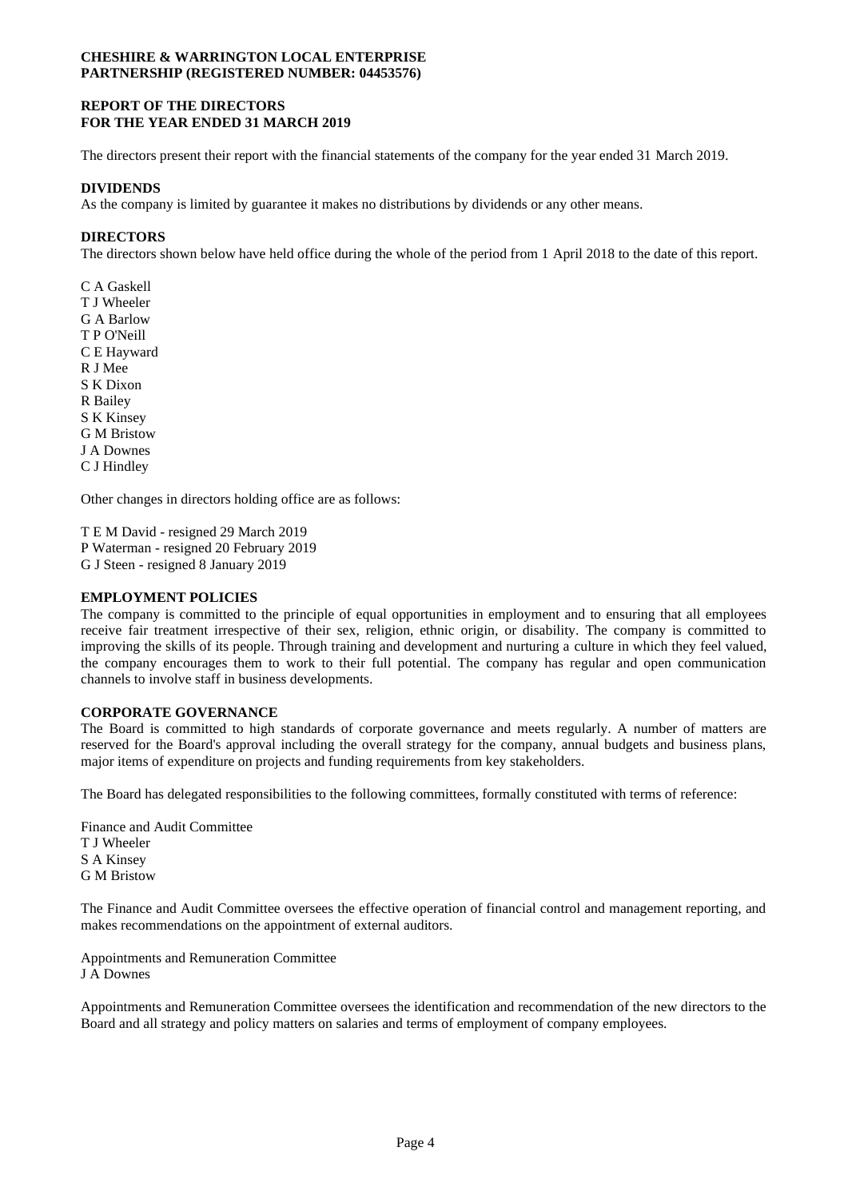**CHESHIRE & WARRINGTON LOCAL ENTERPRISE PARTNERSHIP (REGISTERED NUMBER: 04453576)**

# REPORT OF THE DIRECTORS FOR THE YEAR ENDED 31 MARCH 2019

The directors present their report with the financial statements of the company for the year ended 31 March 2019.

## DIVIDENDS

As the company is limited by guarantee it makes no distributions by dividends or any other means.

## DIRECTORS

The directors shown below have held office during the whole of the period from 1 April 2018 to the date of this report.

C A Gaskell
T J Wheeler
G A Barlow
T P O'Neill
C E Hayward
R J Mee
S K Dixon
R Bailey
S K Kinsey
G M Bristow
J A Downes
C J Hindley

Other changes in directors holding office are as follows:

T E M David - resigned 29 March 2019
P Waterman - resigned 20 February 2019
G J Steen - resigned 8 January 2019

## EMPLOYMENT POLICIES

The company is committed to the principle of equal opportunities in employment and to ensuring that all employees receive fair treatment irrespective of their sex, religion, ethnic origin, or disability. The company is committed to improving the skills of its people. Through training and development and nurturing a culture in which they feel valued, the company encourages them to work to their full potential. The company has regular and open communication channels to involve staff in business developments.

## CORPORATE GOVERNANCE

The Board is committed to high standards of corporate governance and meets regularly. A number of matters are reserved for the Board's approval including the overall strategy for the company, annual budgets and business plans, major items of expenditure on projects and funding requirements from key stakeholders.

The Board has delegated responsibilities to the following committees, formally constituted with terms of reference:

Finance and Audit Committee
T J Wheeler
S A Kinsey
G M Bristow

The Finance and Audit Committee oversees the effective operation of financial control and management reporting, and makes recommendations on the appointment of external auditors.

Appointments and Remuneration Committee
J A Downes

Appointments and Remuneration Committee oversees the identification and recommendation of the new directors to the Board and all strategy and policy matters on salaries and terms of employment of company employees.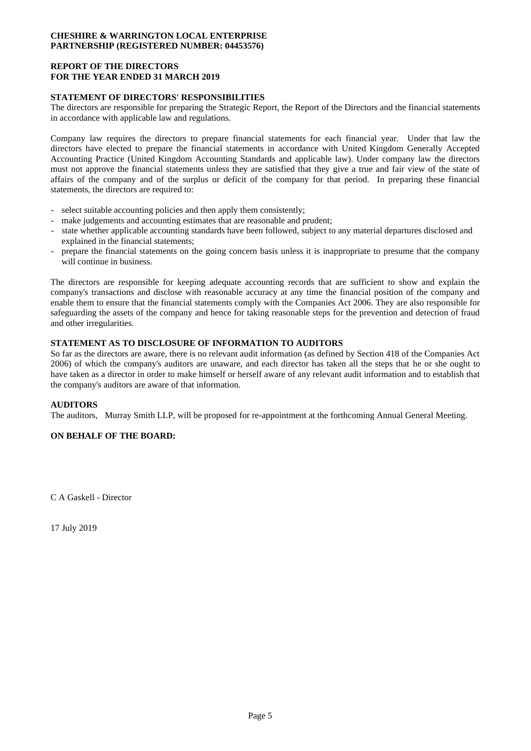**CHESHIRE & WARRINGTON LOCAL ENTERPRISE PARTNERSHIP (REGISTERED NUMBER: 04453576)**

**REPORT OF THE DIRECTORS FOR THE YEAR ENDED 31 MARCH 2019**

**STATEMENT OF DIRECTORS' RESPONSIBILITIES**

The directors are responsible for preparing the Strategic Report, the Report of the Directors and the financial statements in accordance with applicable law and regulations.

Company law requires the directors to prepare financial statements for each financial year. Under that law the directors have elected to prepare the financial statements in accordance with United Kingdom Generally Accepted Accounting Practice (United Kingdom Accounting Standards and applicable law). Under company law the directors must not approve the financial statements unless they are satisfied that they give a true and fair view of the state of affairs of the company and of the surplus or deficit of the company for that period. In preparing these financial statements, the directors are required to:

- select suitable accounting policies and then apply them consistently;
- make judgements and accounting estimates that are reasonable and prudent;
- state whether applicable accounting standards have been followed, subject to any material departures disclosed and explained in the financial statements;
- prepare the financial statements on the going concern basis unless it is inappropriate to presume that the company will continue in business.

The directors are responsible for keeping adequate accounting records that are sufficient to show and explain the company's transactions and disclose with reasonable accuracy at any time the financial position of the company and enable them to ensure that the financial statements comply with the Companies Act 2006. They are also responsible for safeguarding the assets of the company and hence for taking reasonable steps for the prevention and detection of fraud and other irregularities.

**STATEMENT AS TO DISCLOSURE OF INFORMATION TO AUDITORS**

So far as the directors are aware, there is no relevant audit information (as defined by Section 418 of the Companies Act 2006) of which the company's auditors are unaware, and each director has taken all the steps that he or she ought to have taken as a director in order to make himself or herself aware of any relevant audit information and to establish that the company's auditors are aware of that information.

**AUDITORS**

The auditors, Murray Smith LLP, will be proposed for re-appointment at the forthcoming Annual General Meeting.

**ON BEHALF OF THE BOARD:**

C A Gaskell - Director

17 July 2019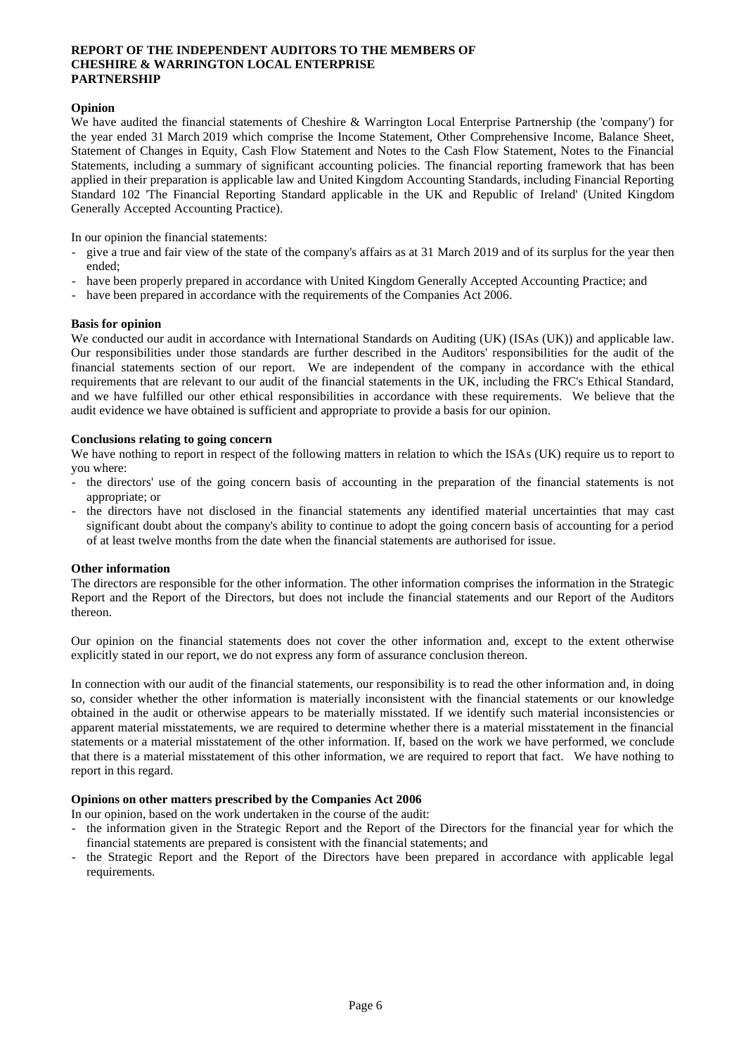# REPORT OF THE INDEPENDENT AUDITORS TO THE MEMBERS OF CHESHIRE & WARRINGTON LOCAL ENTERPRISE PARTNERSHIP

**Opinion**

We have audited the financial statements of Cheshire & Warrington Local Enterprise Partnership (the 'company') for the year ended 31 March 2019 which comprise the Income Statement, Other Comprehensive Income, Balance Sheet, Statement of Changes in Equity, Cash Flow Statement and Notes to the Cash Flow Statement, Notes to the Financial Statements, including a summary of significant accounting policies. The financial reporting framework that has been applied in their preparation is applicable law and United Kingdom Accounting Standards, including Financial Reporting Standard 102 'The Financial Reporting Standard applicable in the UK and Republic of Ireland' (United Kingdom Generally Accepted Accounting Practice).

In our opinion the financial statements:

- give a true and fair view of the state of the company's affairs as at 31 March 2019 and of its surplus for the year then ended;
- have been properly prepared in accordance with United Kingdom Generally Accepted Accounting Practice; and
- have been prepared in accordance with the requirements of the Companies Act 2006.

**Basis for opinion**

We conducted our audit in accordance with International Standards on Auditing (UK) (ISAs (UK)) and applicable law. Our responsibilities under those standards are further described in the Auditors' responsibilities for the audit of the financial statements section of our report. We are independent of the company in accordance with the ethical requirements that are relevant to our audit of the financial statements in the UK, including the FRC's Ethical Standard, and we have fulfilled our other ethical responsibilities in accordance with these requirements. We believe that the audit evidence we have obtained is sufficient and appropriate to provide a basis for our opinion.

**Conclusions relating to going concern**

We have nothing to report in respect of the following matters in relation to which the ISAs (UK) require us to report to you where:

- the directors' use of the going concern basis of accounting in the preparation of the financial statements is not appropriate; or
- the directors have not disclosed in the financial statements any identified material uncertainties that may cast significant doubt about the company's ability to continue to adopt the going concern basis of accounting for a period of at least twelve months from the date when the financial statements are authorised for issue.

**Other information**

The directors are responsible for the other information. The other information comprises the information in the Strategic Report and the Report of the Directors, but does not include the financial statements and our Report of the Auditors thereon.

Our opinion on the financial statements does not cover the other information and, except to the extent otherwise explicitly stated in our report, we do not express any form of assurance conclusion thereon.

In connection with our audit of the financial statements, our responsibility is to read the other information and, in doing so, consider whether the other information is materially inconsistent with the financial statements or our knowledge obtained in the audit or otherwise appears to be materially misstated. If we identify such material inconsistencies or apparent material misstatements, we are required to determine whether there is a material misstatement in the financial statements or a material misstatement of the other information. If, based on the work we have performed, we conclude that there is a material misstatement of this other information, we are required to report that fact. We have nothing to report in this regard.

**Opinions on other matters prescribed by the Companies Act 2006**

In our opinion, based on the work undertaken in the course of the audit:

- the information given in the Strategic Report and the Report of the Directors for the financial year for which the financial statements are prepared is consistent with the financial statements; and
- the Strategic Report and the Report of the Directors have been prepared in accordance with applicable legal requirements.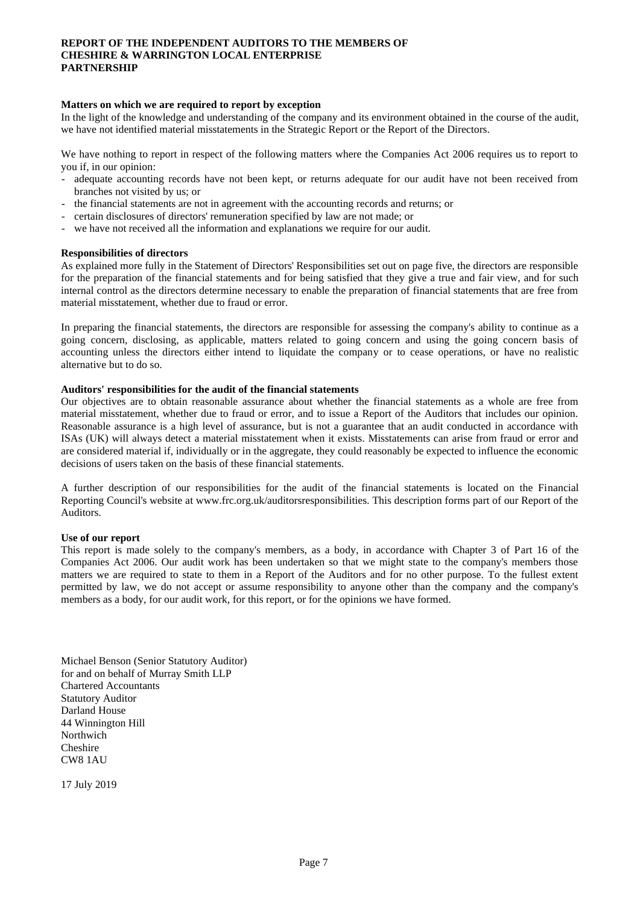**REPORT OF THE INDEPENDENT AUDITORS TO THE MEMBERS OF CHESHIRE & WARRINGTON LOCAL ENTERPRISE PARTNERSHIP**

**Matters on which we are required to report by exception**

In the light of the knowledge and understanding of the company and its environment obtained in the course of the audit, we have not identified material misstatements in the Strategic Report or the Report of the Directors.

We have nothing to report in respect of the following matters where the Companies Act 2006 requires us to report to you if, in our opinion:

- adequate accounting records have not been kept, or returns adequate for our audit have not been received from branches not visited by us; or
- the financial statements are not in agreement with the accounting records and returns; or
- certain disclosures of directors' remuneration specified by law are not made; or
- we have not received all the information and explanations we require for our audit.

**Responsibilities of directors**

As explained more fully in the Statement of Directors' Responsibilities set out on page five, the directors are responsible for the preparation of the financial statements and for being satisfied that they give a true and fair view, and for such internal control as the directors determine necessary to enable the preparation of financial statements that are free from material misstatement, whether due to fraud or error.

In preparing the financial statements, the directors are responsible for assessing the company's ability to continue as a going concern, disclosing, as applicable, matters related to going concern and using the going concern basis of accounting unless the directors either intend to liquidate the company or to cease operations, or have no realistic alternative but to do so.

**Auditors' responsibilities for the audit of the financial statements**

Our objectives are to obtain reasonable assurance about whether the financial statements as a whole are free from material misstatement, whether due to fraud or error, and to issue a Report of the Auditors that includes our opinion. Reasonable assurance is a high level of assurance, but is not a guarantee that an audit conducted in accordance with ISAs (UK) will always detect a material misstatement when it exists. Misstatements can arise from fraud or error and are considered material if, individually or in the aggregate, they could reasonably be expected to influence the economic decisions of users taken on the basis of these financial statements.

A further description of our responsibilities for the audit of the financial statements is located on the Financial Reporting Council's website at www.frc.org.uk/auditorsresponsibilities. This description forms part of our Report of the Auditors.

**Use of our report**

This report is made solely to the company's members, as a body, in accordance with Chapter 3 of Part 16 of the Companies Act 2006. Our audit work has been undertaken so that we might state to the company's members those matters we are required to state to them in a Report of the Auditors and for no other purpose. To the fullest extent permitted by law, we do not accept or assume responsibility to anyone other than the company and the company's members as a body, for our audit work, for this report, or for the opinions we have formed.

Michael Benson (Senior Statutory Auditor)
for and on behalf of Murray Smith LLP
Chartered Accountants
Statutory Auditor
Darland House
44 Winnington Hill
Northwich
Cheshire
CW8 1AU

17 July 2019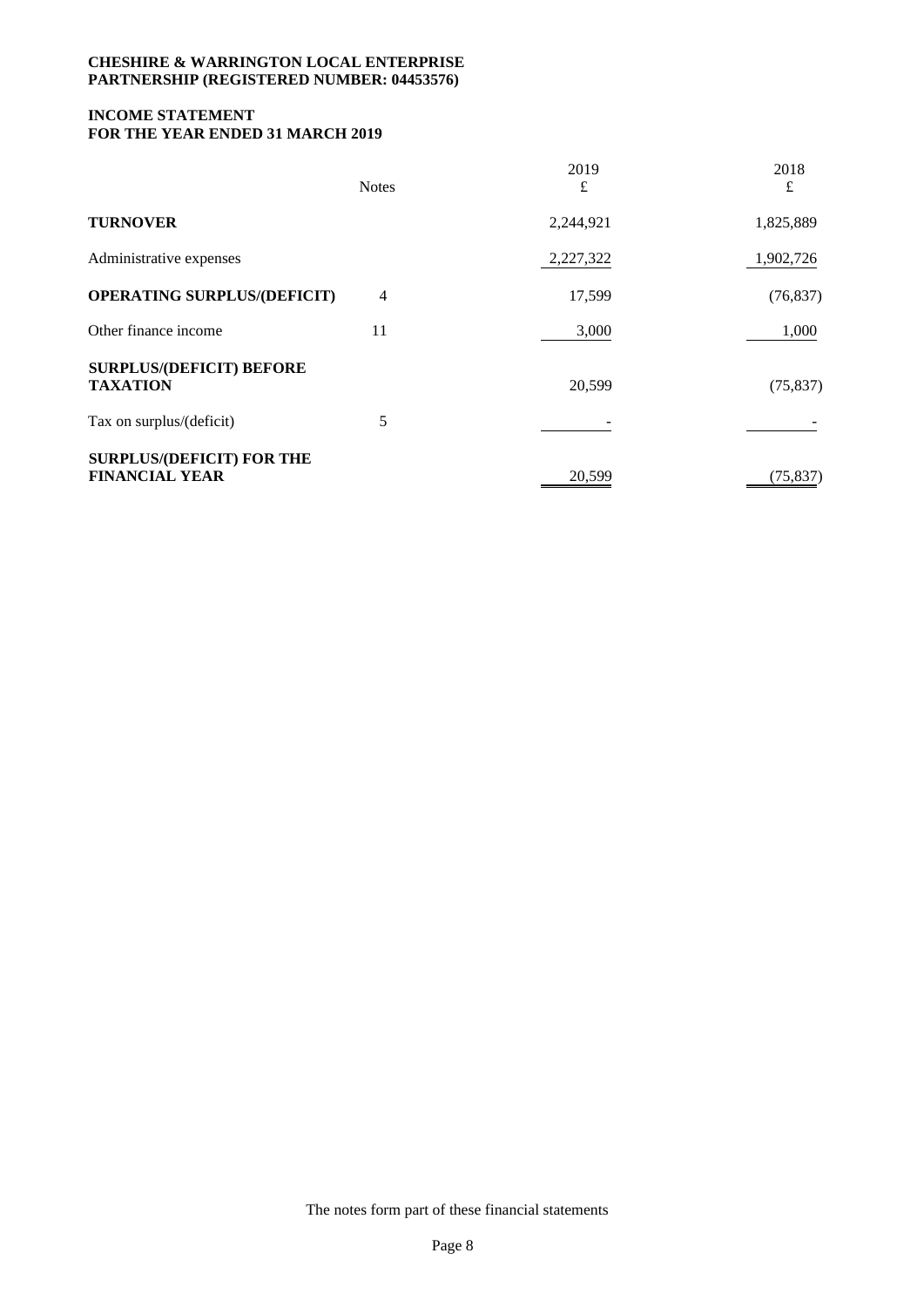**CHESHIRE & WARRINGTON LOCAL ENTERPRISE PARTNERSHIP (REGISTERED NUMBER: 04453576)**

## INCOME STATEMENT
## FOR THE YEAR ENDED 31 MARCH 2019

| | Notes | 2019 £ | 2018 £ |
|---|---|---|---|
| **TURNOVER** | | 2,244,921 | 1,825,889 |
| Administrative expenses | | 2,227,322 | 1,902,726 |
| **OPERATING SURPLUS/(DEFICIT)** | 4 | 17,599 | (76,837) |
| Other finance income | 11 | 3,000 | 1,000 |
| **SURPLUS/(DEFICIT) BEFORE TAXATION** | | 20,599 | (75,837) |
| Tax on surplus/(deficit) | 5 | - | - |
| **SURPLUS/(DEFICIT) FOR THE FINANCIAL YEAR** | | 20,599 | (75,837) |

The notes form part of these financial statements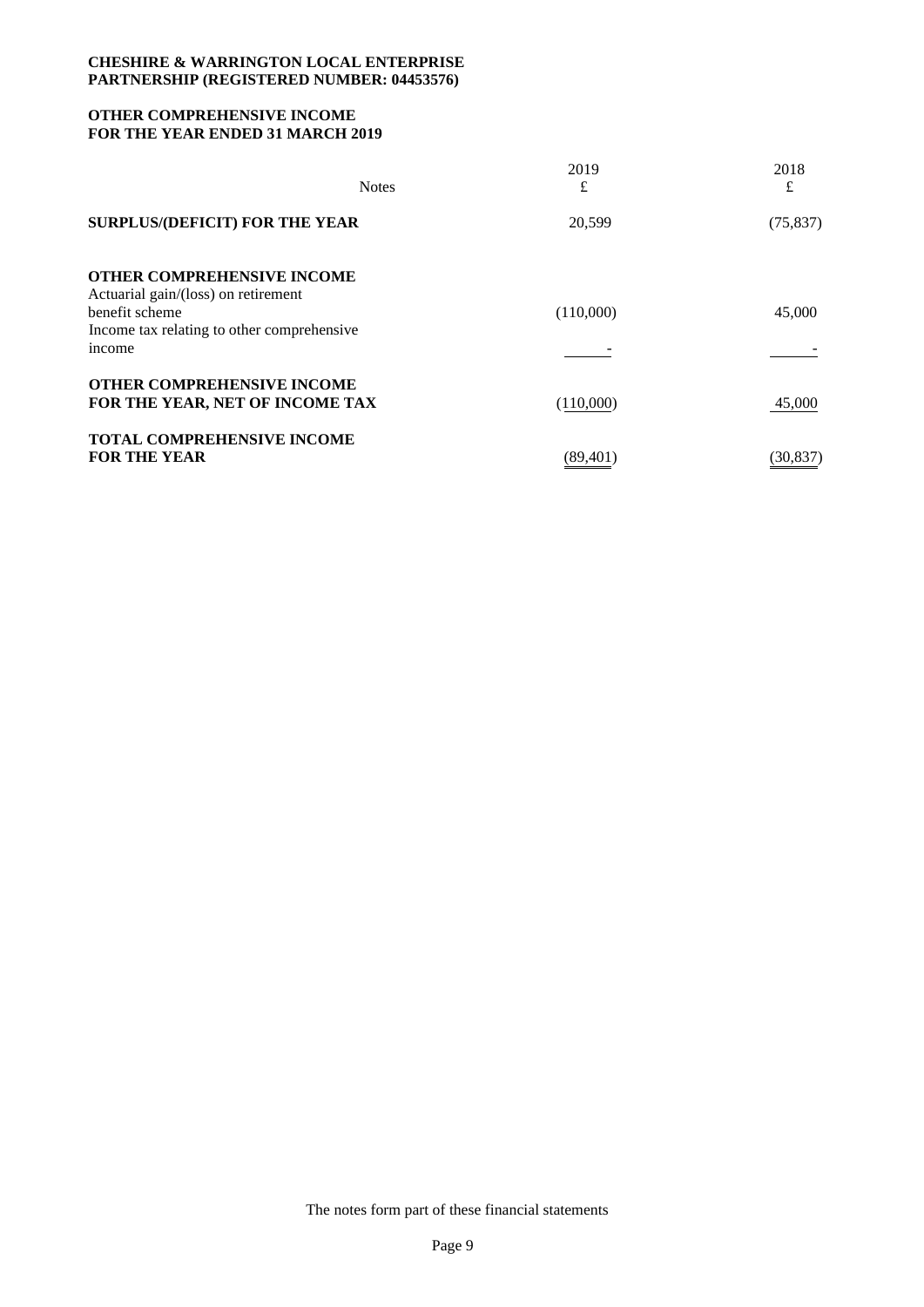**CHESHIRE & WARRINGTON LOCAL ENTERPRISE PARTNERSHIP (REGISTERED NUMBER: 04453576)**

**OTHER COMPREHENSIVE INCOME FOR THE YEAR ENDED 31 MARCH 2019**

| | Notes | 2019 £ | 2018 £ |
|---|---|---|---|
| **SURPLUS/(DEFICIT) FOR THE YEAR** | | 20,599 | (75,837) |
| **OTHER COMPREHENSIVE INCOME** | | | |
| Actuarial gain/(loss) on retirement benefit scheme | | (110,000) | 45,000 |
| Income tax relating to other comprehensive income | | - | - |
| **OTHER COMPREHENSIVE INCOME FOR THE YEAR, NET OF INCOME TAX** | | (110,000) | 45,000 |
| **TOTAL COMPREHENSIVE INCOME FOR THE YEAR** | | (89,401) | (30,837) |

The notes form part of these financial statements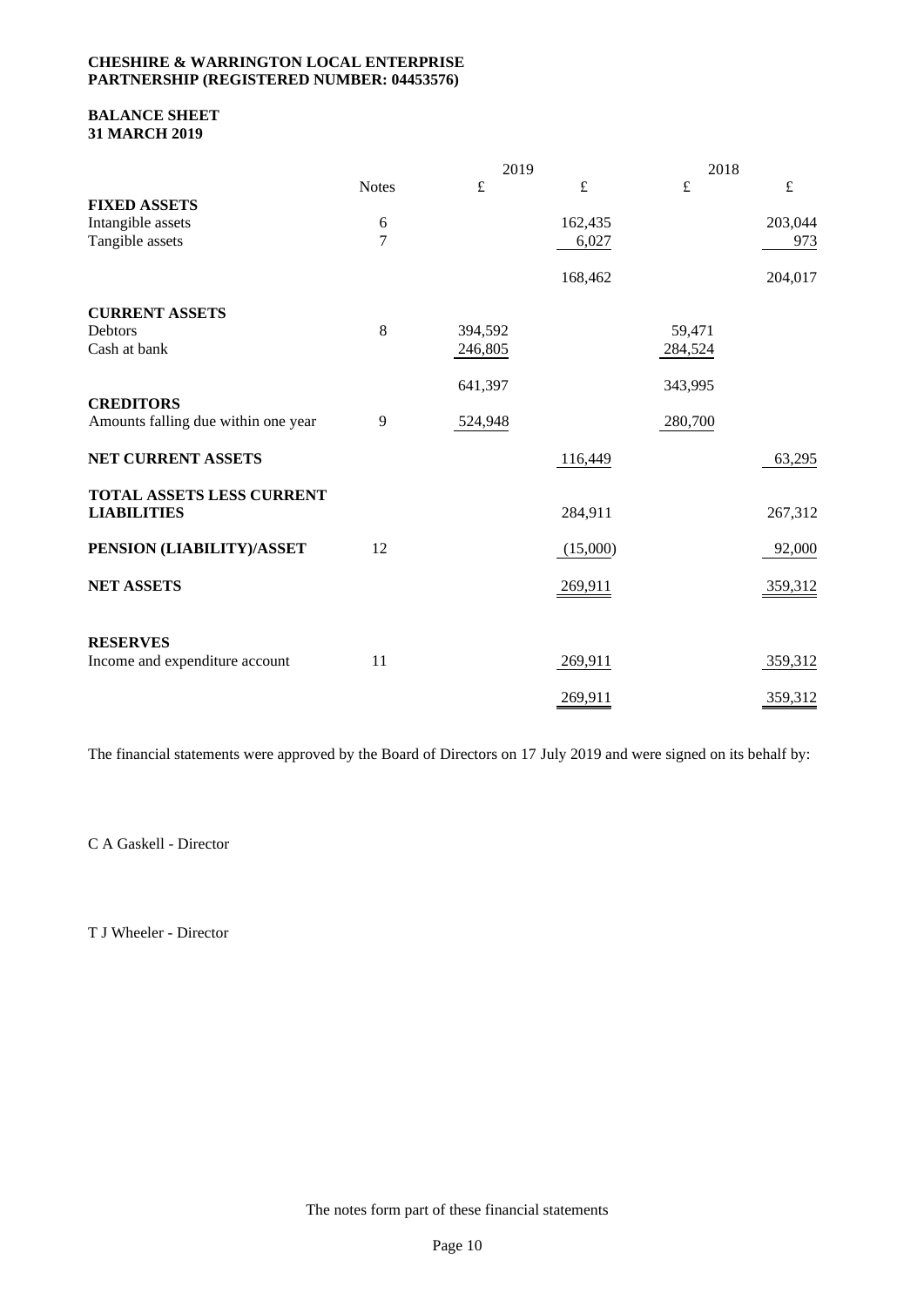**CHESHIRE & WARRINGTON LOCAL ENTERPRISE PARTNERSHIP (REGISTERED NUMBER: 04453576)**

**BALANCE SHEET**
**31 MARCH 2019**

| | Notes | 2019 £ | 2019 £ | 2018 £ | 2018 £ |
|---|---|---|---|---|---|
| **FIXED ASSETS** | | | | | |
| Intangible assets | 6 | | 162,435 | | 203,044 |
| Tangible assets | 7 | | 6,027 | | 973 |
| | | | 168,462 | | 204,017 |
| **CURRENT ASSETS** | | | | | |
| Debtors | 8 | 394,592 | | 59,471 | |
| Cash at bank | | 246,805 | | 284,524 | |
| | | 641,397 | | 343,995 | |
| **CREDITORS** | | | | | |
| Amounts falling due within one year | 9 | 524,948 | | 280,700 | |
| **NET CURRENT ASSETS** | | | 116,449 | | 63,295 |
| **TOTAL ASSETS LESS CURRENT LIABILITIES** | | | 284,911 | | 267,312 |
| **PENSION (LIABILITY)/ASSET** | 12 | | (15,000) | | 92,000 |
| **NET ASSETS** | | | 269,911 | | 359,312 |
| **RESERVES** | | | | | |
| Income and expenditure account | 11 | | 269,911 | | 359,312 |
| | | | 269,911 | | 359,312 |

The financial statements were approved by the Board of Directors on 17 July 2019 and were signed on its behalf by:

C A Gaskell - Director

T J Wheeler - Director

The notes form part of these financial statements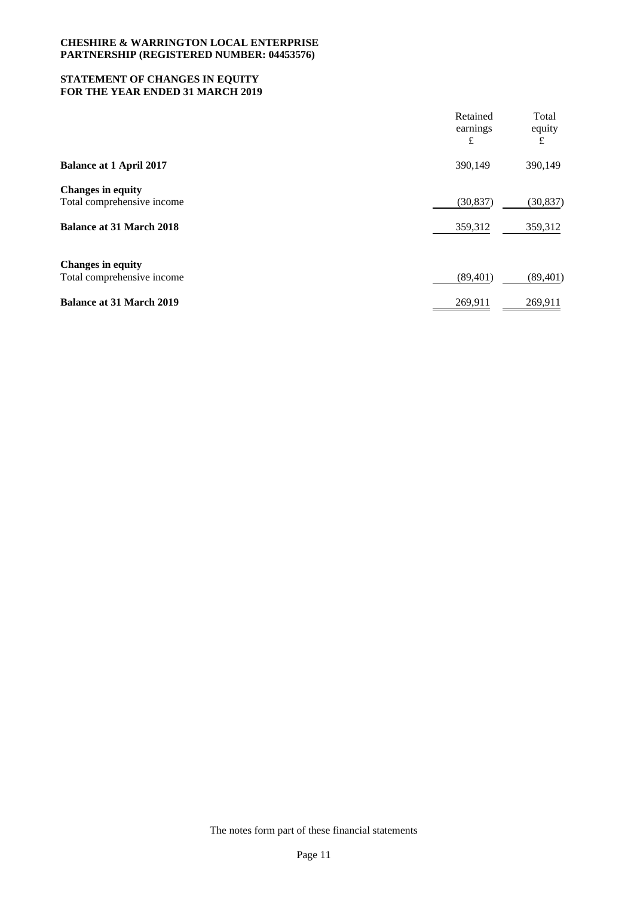**CHESHIRE & WARRINGTON LOCAL ENTERPRISE PARTNERSHIP (REGISTERED NUMBER: 04453576)**

## STATEMENT OF CHANGES IN EQUITY FOR THE YEAR ENDED 31 MARCH 2019

| | Retained earnings £ | Total equity £ |
|---|---|---|
| **Balance at 1 April 2017** | 390,149 | 390,149 |
| **Changes in equity** | | |
| Total comprehensive income | (30,837) | (30,837) |
| **Balance at 31 March 2018** | 359,312 | 359,312 |
| **Changes in equity** | | |
| Total comprehensive income | (89,401) | (89,401) |
| **Balance at 31 March 2019** | 269,911 | 269,911 |

The notes form part of these financial statements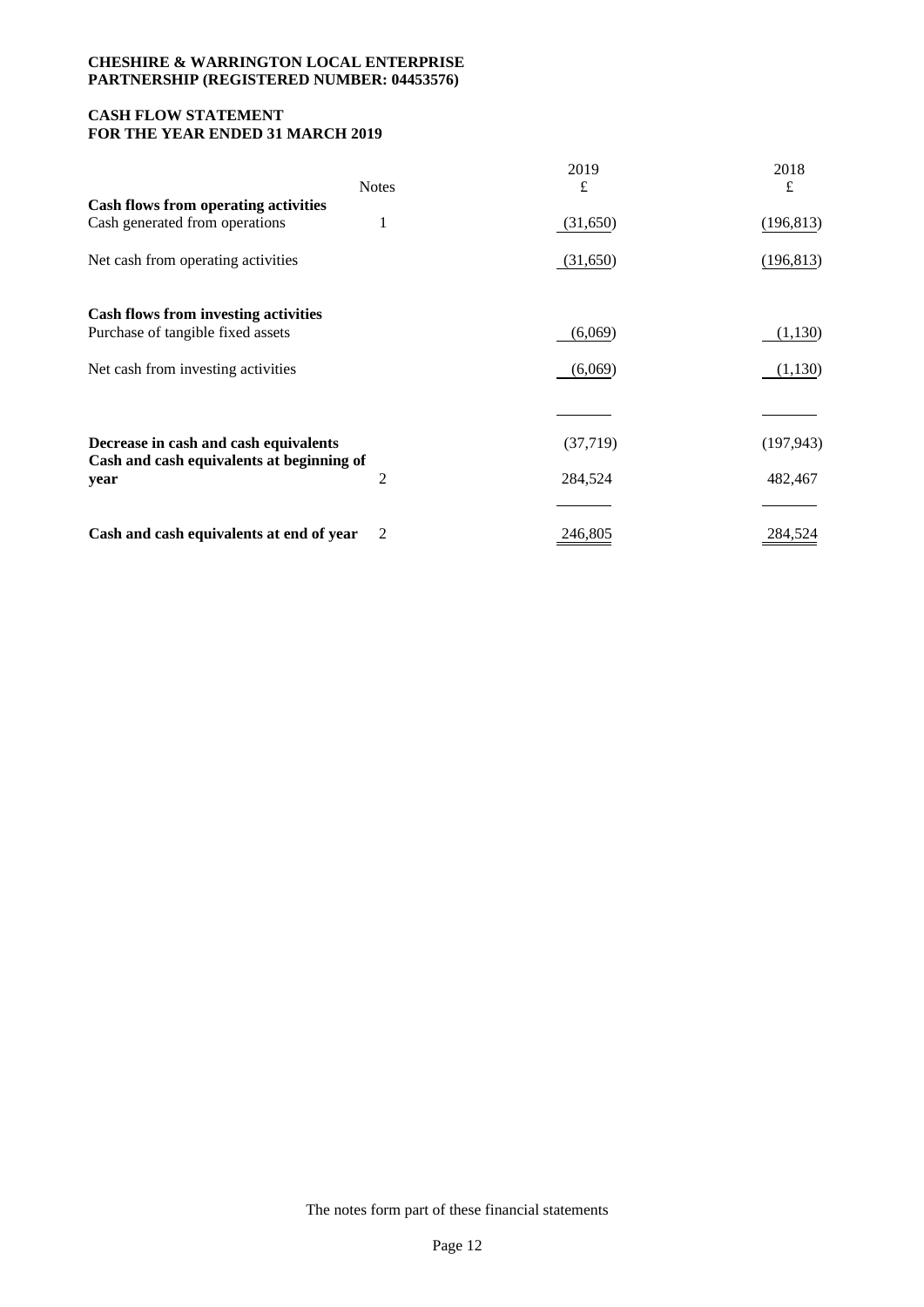**CHESHIRE & WARRINGTON LOCAL ENTERPRISE PARTNERSHIP (REGISTERED NUMBER: 04453576)**

**CASH FLOW STATEMENT**
**FOR THE YEAR ENDED 31 MARCH 2019**

| | Notes | 2019 £ | 2018 £ |
|---|---|---|---|
| **Cash flows from operating activities** | | | |
| Cash generated from operations | 1 | (31,650) | (196,813) |
| Net cash from operating activities | | (31,650) | (196,813) |
| **Cash flows from investing activities** | | | |
| Purchase of tangible fixed assets | | (6,069) | (1,130) |
| Net cash from investing activities | | (6,069) | (1,130) |
| **Decrease in cash and cash equivalents** | | (37,719) | (197,943) |
| **Cash and cash equivalents at beginning of year** | 2 | 284,524 | 482,467 |
| **Cash and cash equivalents at end of year** | 2 | 246,805 | 284,524 |

The notes form part of these financial statements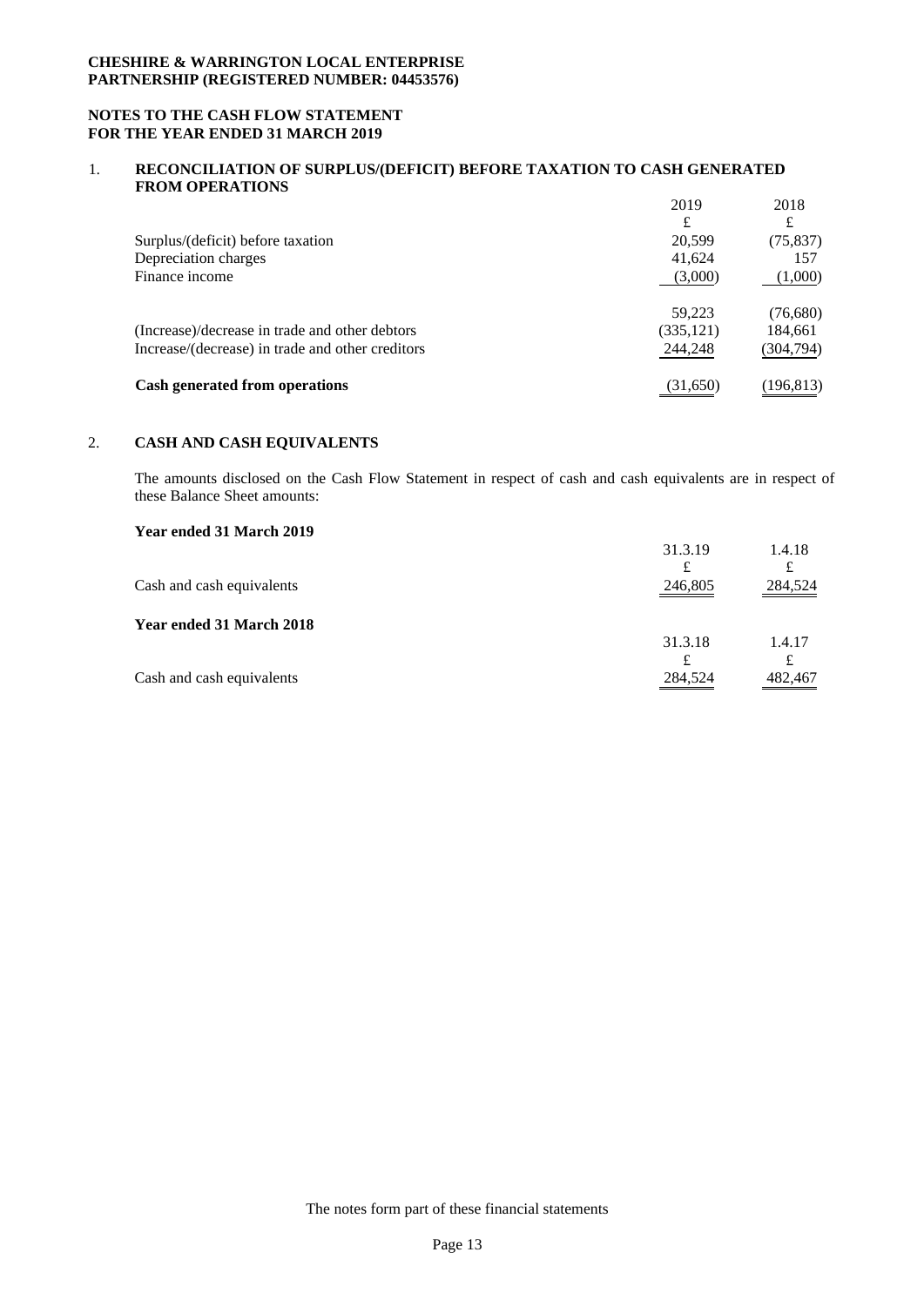**CHESHIRE & WARRINGTON LOCAL ENTERPRISE PARTNERSHIP (REGISTERED NUMBER: 04453576)**

**NOTES TO THE CASH FLOW STATEMENT FOR THE YEAR ENDED 31 MARCH 2019**

## 1. RECONCILIATION OF SURPLUS/(DEFICIT) BEFORE TAXATION TO CASH GENERATED FROM OPERATIONS

| | 2019 | 2018 |
|---|---|---|
| | £ | £ |
| Surplus/(deficit) before taxation | 20,599 | (75,837) |
| Depreciation charges | 41,624 | 157 |
| Finance income | (3,000) | (1,000) |
| | 59,223 | (76,680) |
| (Increase)/decrease in trade and other debtors | (335,121) | 184,661 |
| Increase/(decrease) in trade and other creditors | 244,248 | (304,794) |
| **Cash generated from operations** | (31,650) | (196,813) |

## 2. CASH AND CASH EQUIVALENTS

The amounts disclosed on the Cash Flow Statement in respect of cash and cash equivalents are in respect of these Balance Sheet amounts:

**Year ended 31 March 2019**

| | 31.3.19 | 1.4.18 |
|---|---|---|
| | £ | £ |
| Cash and cash equivalents | 246,805 | 284,524 |

**Year ended 31 March 2018**

| | 31.3.18 | 1.4.17 |
|---|---|---|
| | £ | £ |
| Cash and cash equivalents | 284,524 | 482,467 |

The notes form part of these financial statements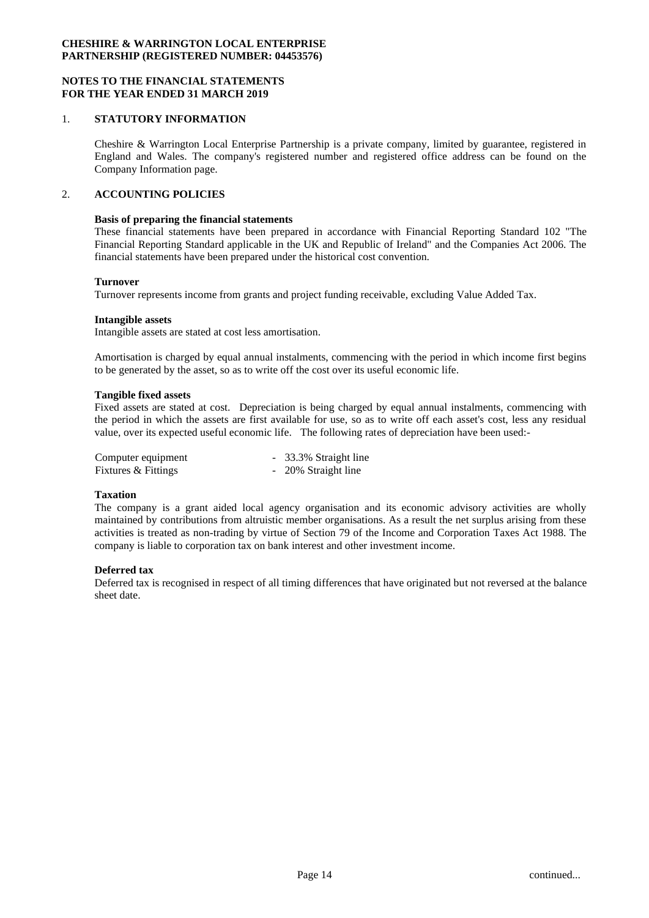**CHESHIRE & WARRINGTON LOCAL ENTERPRISE PARTNERSHIP (REGISTERED NUMBER: 04453576)**

**NOTES TO THE FINANCIAL STATEMENTS FOR THE YEAR ENDED 31 MARCH 2019**

## 1. STATUTORY INFORMATION

Cheshire & Warrington Local Enterprise Partnership is a private company, limited by guarantee, registered in England and Wales. The company's registered number and registered office address can be found on the Company Information page.

## 2. ACCOUNTING POLICIES

**Basis of preparing the financial statements**

These financial statements have been prepared in accordance with Financial Reporting Standard 102 "The Financial Reporting Standard applicable in the UK and Republic of Ireland" and the Companies Act 2006. The financial statements have been prepared under the historical cost convention.

**Turnover**

Turnover represents income from grants and project funding receivable, excluding Value Added Tax.

**Intangible assets**

Intangible assets are stated at cost less amortisation.

Amortisation is charged by equal annual instalments, commencing with the period in which income first begins to be generated by the asset, so as to write off the cost over its useful economic life.

**Tangible fixed assets**

Fixed assets are stated at cost. Depreciation is being charged by equal annual instalments, commencing with the period in which the assets are first available for use, so as to write off each asset's cost, less any residual value, over its expected useful economic life. The following rates of depreciation have been used:-

| | |
|---|---|
| Computer equipment | - 33.3% Straight line |
| Fixtures & Fittings | - 20% Straight line |

**Taxation**

The company is a grant aided local agency organisation and its economic advisory activities are wholly maintained by contributions from altruistic member organisations. As a result the net surplus arising from these activities is treated as non-trading by virtue of Section 79 of the Income and Corporation Taxes Act 1988. The company is liable to corporation tax on bank interest and other investment income.

**Deferred tax**

Deferred tax is recognised in respect of all timing differences that have originated but not reversed at the balance sheet date.

continued...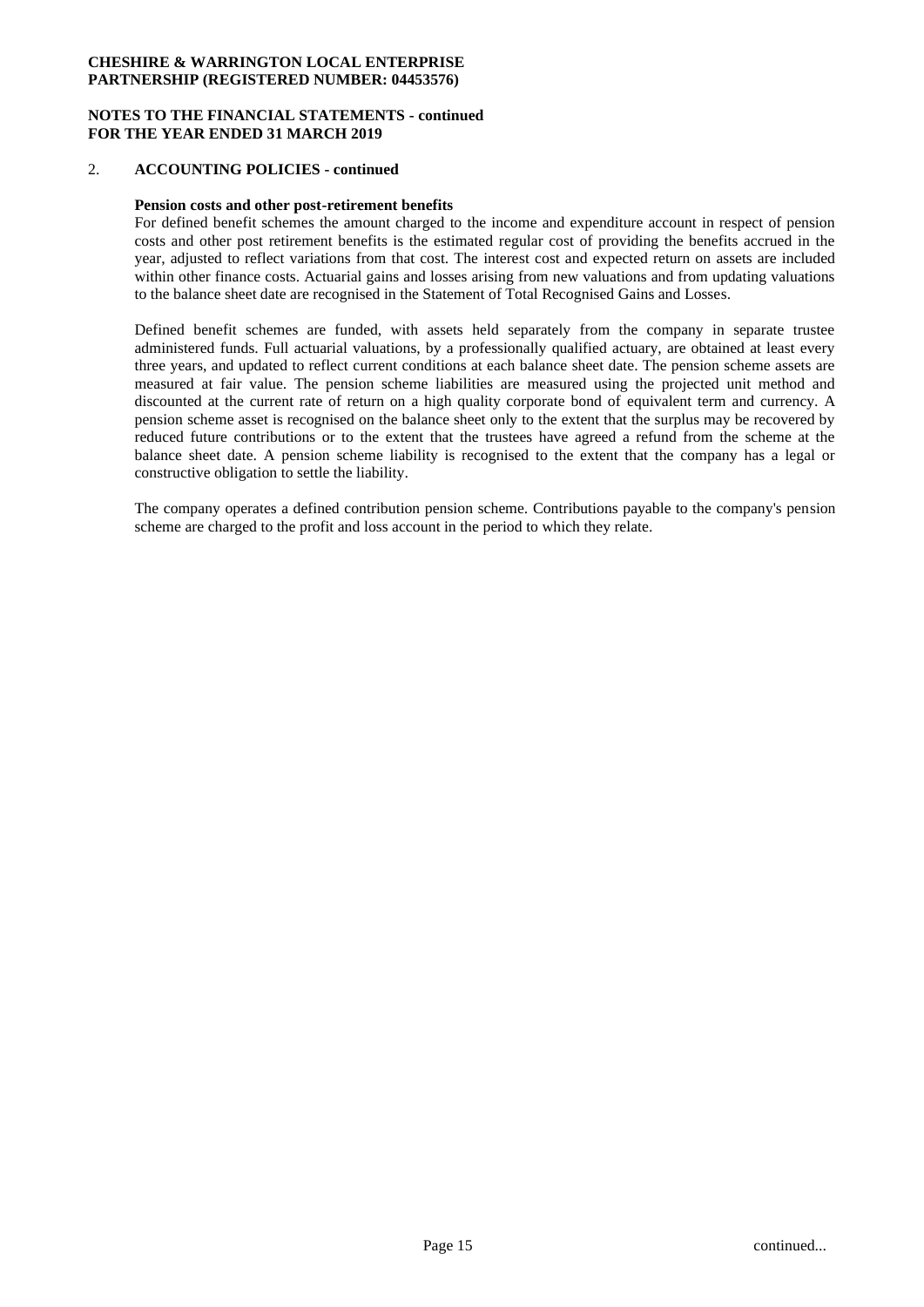**NOTES TO THE FINANCIAL STATEMENTS - continued**
**FOR THE YEAR ENDED 31 MARCH 2019**

## 2. ACCOUNTING POLICIES - continued

**Pension costs and other post-retirement benefits**

For defined benefit schemes the amount charged to the income and expenditure account in respect of pension costs and other post retirement benefits is the estimated regular cost of providing the benefits accrued in the year, adjusted to reflect variations from that cost. The interest cost and expected return on assets are included within other finance costs. Actuarial gains and losses arising from new valuations and from updating valuations to the balance sheet date are recognised in the Statement of Total Recognised Gains and Losses.

Defined benefit schemes are funded, with assets held separately from the company in separate trustee administered funds. Full actuarial valuations, by a professionally qualified actuary, are obtained at least every three years, and updated to reflect current conditions at each balance sheet date. The pension scheme assets are measured at fair value. The pension scheme liabilities are measured using the projected unit method and discounted at the current rate of return on a high quality corporate bond of equivalent term and currency. A pension scheme asset is recognised on the balance sheet only to the extent that the surplus may be recovered by reduced future contributions or to the extent that the trustees have agreed a refund from the scheme at the balance sheet date. A pension scheme liability is recognised to the extent that the company has a legal or constructive obligation to settle the liability.

The company operates a defined contribution pension scheme. Contributions payable to the company's pension scheme are charged to the profit and loss account in the period to which they relate.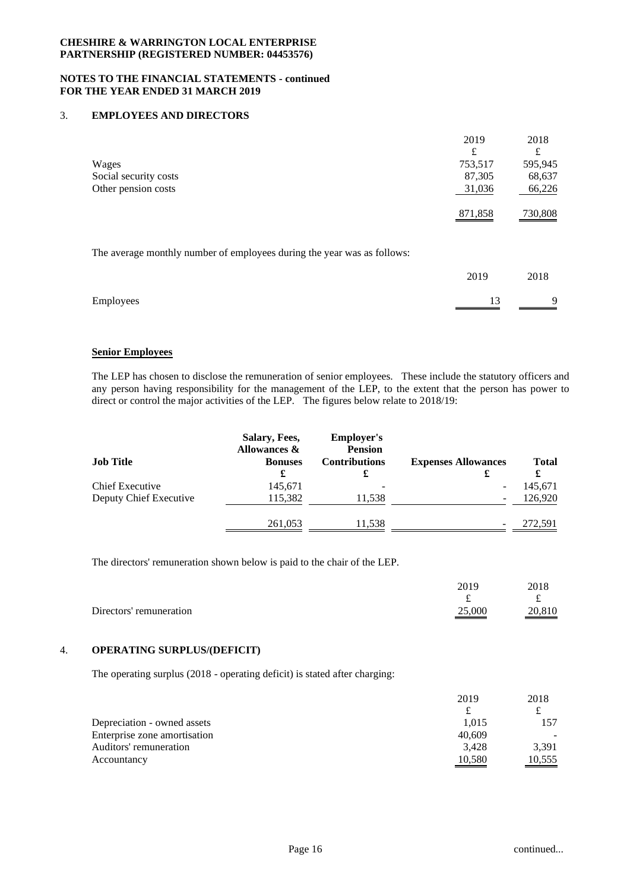**CHESHIRE & WARRINGTON LOCAL ENTERPRISE PARTNERSHIP (REGISTERED NUMBER: 04453576)**

**NOTES TO THE FINANCIAL STATEMENTS - continued FOR THE YEAR ENDED 31 MARCH 2019**

## 3. EMPLOYEES AND DIRECTORS

| | 2019 | 2018 |
|---|---|---|
| | £ | £ |
| Wages | 753,517 | 595,945 |
| Social security costs | 87,305 | 68,637 |
| Other pension costs | 31,036 | 66,226 |
| | 871,858 | 730,808 |

The average monthly number of employees during the year was as follows:

| | 2019 | 2018 |
|---|---|---|
| Employees | 13 | 9 |

**Senior Employees**

The LEP has chosen to disclose the remuneration of senior employees. These include the statutory officers and any person having responsibility for the management of the LEP, to the extent that the person has power to direct or control the major activities of the LEP. The figures below relate to 2018/19:

| Job Title | Salary, Fees, Allowances & Bonuses | Employer's Pension Contributions | Expenses Allowances | Total |
|---|---|---|---|---|
| | £ | £ | £ | £ |
| Chief Executive | 145,671 | - | - | 145,671 |
| Deputy Chief Executive | 115,382 | 11,538 | - | 126,920 |
| | 261,053 | 11,538 | - | 272,591 |

The directors' remuneration shown below is paid to the chair of the LEP.

| | 2019 | 2018 |
|---|---|---|
| | £ | £ |
| Directors' remuneration | 25,000 | 20,810 |

## 4. OPERATING SURPLUS/(DEFICIT)

The operating surplus (2018 - operating deficit) is stated after charging:

| | 2019 | 2018 |
|---|---|---|
| | £ | £ |
| Depreciation - owned assets | 1,015 | 157 |
| Enterprise zone amortisation | 40,609 | - |
| Auditors' remuneration | 3,428 | 3,391 |
| Accountancy | 10,580 | 10,555 |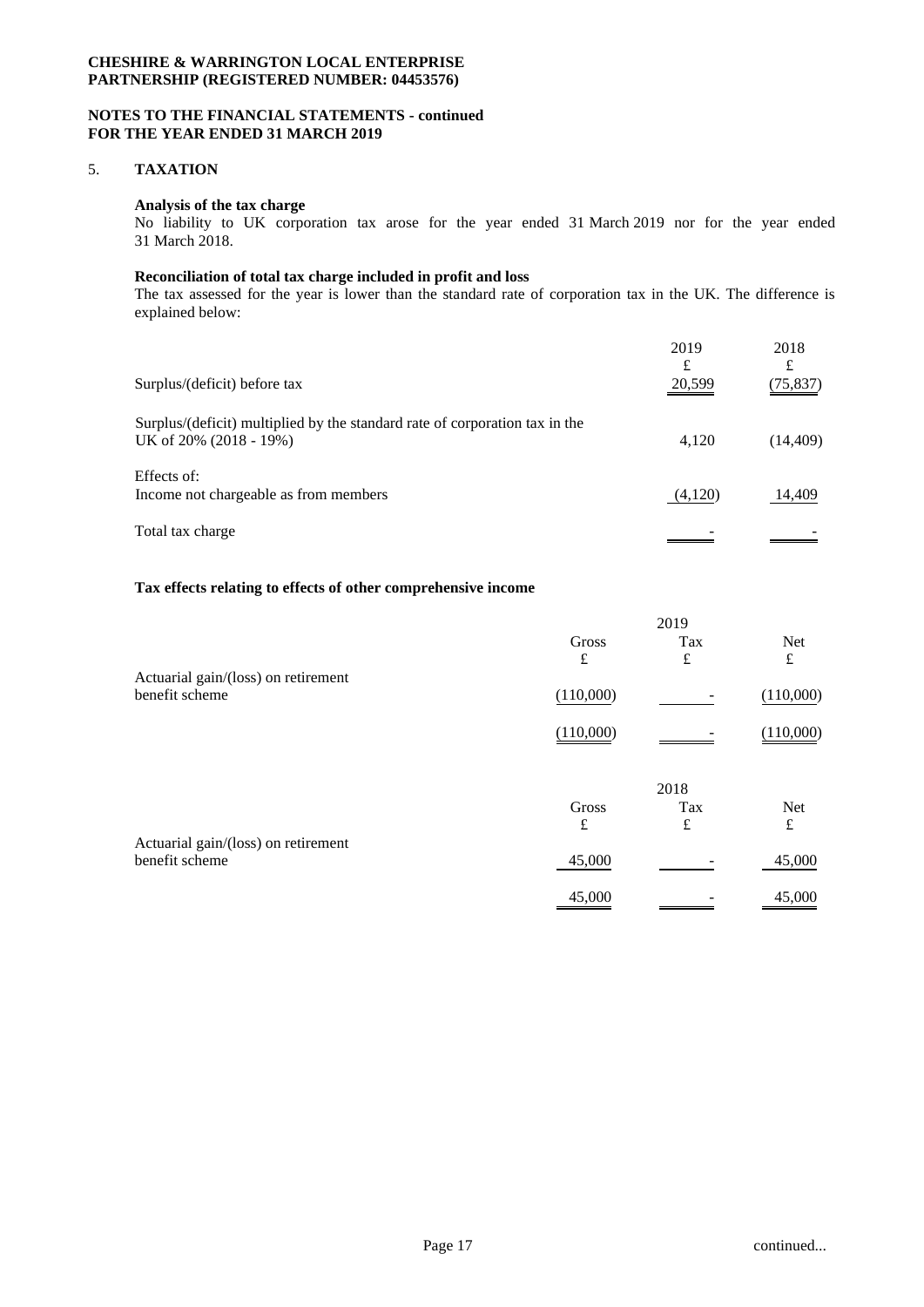**CHESHIRE & WARRINGTON LOCAL ENTERPRISE PARTNERSHIP (REGISTERED NUMBER: 04453576)**

**NOTES TO THE FINANCIAL STATEMENTS - continued**
**FOR THE YEAR ENDED 31 MARCH 2019**

## 5. TAXATION

**Analysis of the tax charge**

No liability to UK corporation tax arose for the year ended 31 March 2019 nor for the year ended 31 March 2018.

**Reconciliation of total tax charge included in profit and loss**

The tax assessed for the year is lower than the standard rate of corporation tax in the UK. The difference is explained below:

| | 2019 | 2018 |
|---|---|---|
| | £ | £ |
| Surplus/(deficit) before tax | 20,599 | (75,837) |
| Surplus/(deficit) multiplied by the standard rate of corporation tax in the UK of 20% (2018 - 19%) | 4,120 | (14,409) |
| Effects of: | | |
| Income not chargeable as from members | (4,120) | 14,409 |
| Total tax charge | - | - |

**Tax effects relating to effects of other comprehensive income**

| | 2019 | | |
|---|---|---|---|
| | Gross | Tax | Net |
| | £ | £ | £ |
| Actuarial gain/(loss) on retirement benefit scheme | (110,000) | - | (110,000) |
| | (110,000) | - | (110,000) |

| | 2018 | | |
|---|---|---|---|
| | Gross | Tax | Net |
| | £ | £ | £ |
| Actuarial gain/(loss) on retirement benefit scheme | 45,000 | - | 45,000 |
| | 45,000 | - | 45,000 |

continued...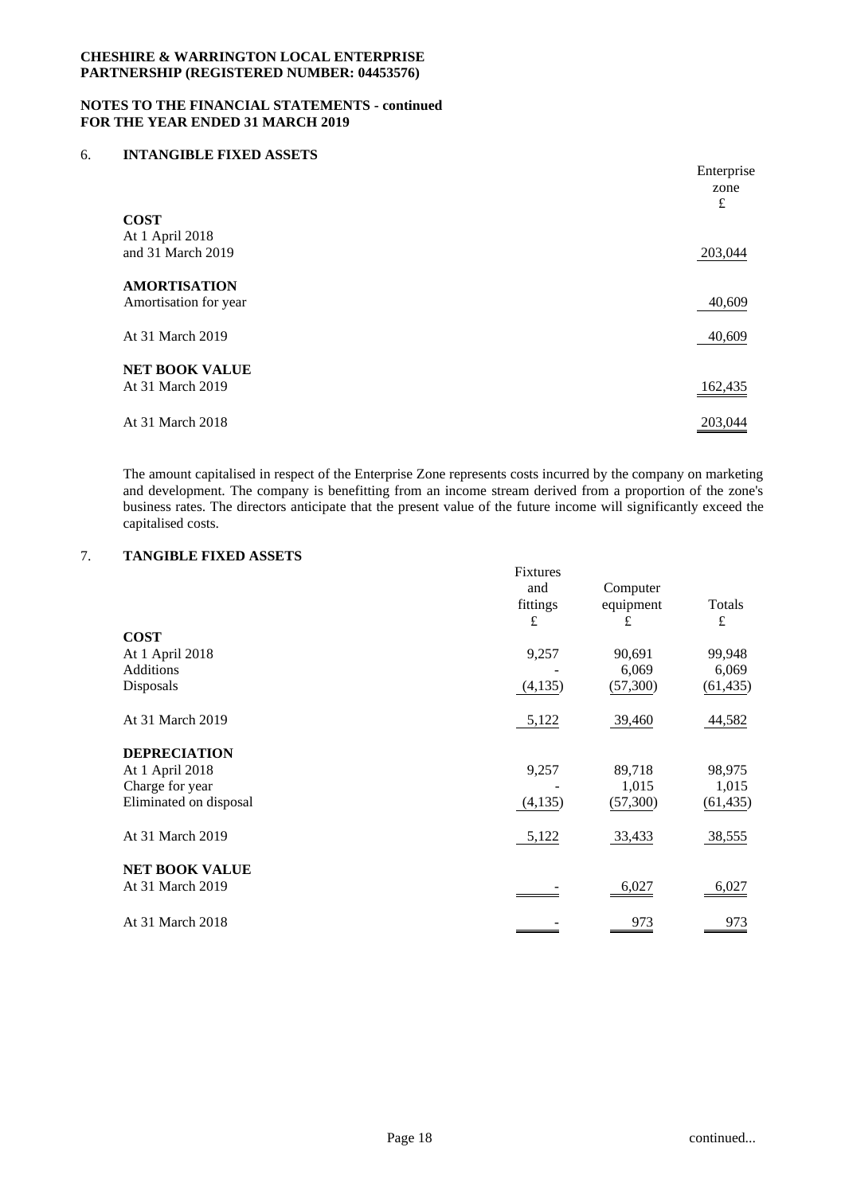**CHESHIRE & WARRINGTON LOCAL ENTERPRISE PARTNERSHIP (REGISTERED NUMBER: 04453576)**

**NOTES TO THE FINANCIAL STATEMENTS - continued FOR THE YEAR ENDED 31 MARCH 2019**

## 6. INTANGIBLE FIXED ASSETS

| | Enterprise zone £ |
|---|---|
| **COST** | |
| At 1 April 2018 and 31 March 2019 | 203,044 |
| **AMORTISATION** | |
| Amortisation for year | 40,609 |
| At 31 March 2019 | 40,609 |
| **NET BOOK VALUE** | |
| At 31 March 2019 | 162,435 |
| At 31 March 2018 | 203,044 |

The amount capitalised in respect of the Enterprise Zone represents costs incurred by the company on marketing and development. The company is benefitting from an income stream derived from a proportion of the zone's business rates. The directors anticipate that the present value of the future income will significantly exceed the capitalised costs.

## 7. TANGIBLE FIXED ASSETS

| | Fixtures and fittings £ | Computer equipment £ | Totals £ |
|---|---|---|---|
| **COST** | | | |
| At 1 April 2018 | 9,257 | 90,691 | 99,948 |
| Additions | - | 6,069 | 6,069 |
| Disposals | (4,135) | (57,300) | (61,435) |
| At 31 March 2019 | 5,122 | 39,460 | 44,582 |
| **DEPRECIATION** | | | |
| At 1 April 2018 | 9,257 | 89,718 | 98,975 |
| Charge for year | - | 1,015 | 1,015 |
| Eliminated on disposal | (4,135) | (57,300) | (61,435) |
| At 31 March 2019 | 5,122 | 33,433 | 38,555 |
| **NET BOOK VALUE** | | | |
| At 31 March 2019 | - | 6,027 | 6,027 |
| At 31 March 2018 | - | 973 | 973 |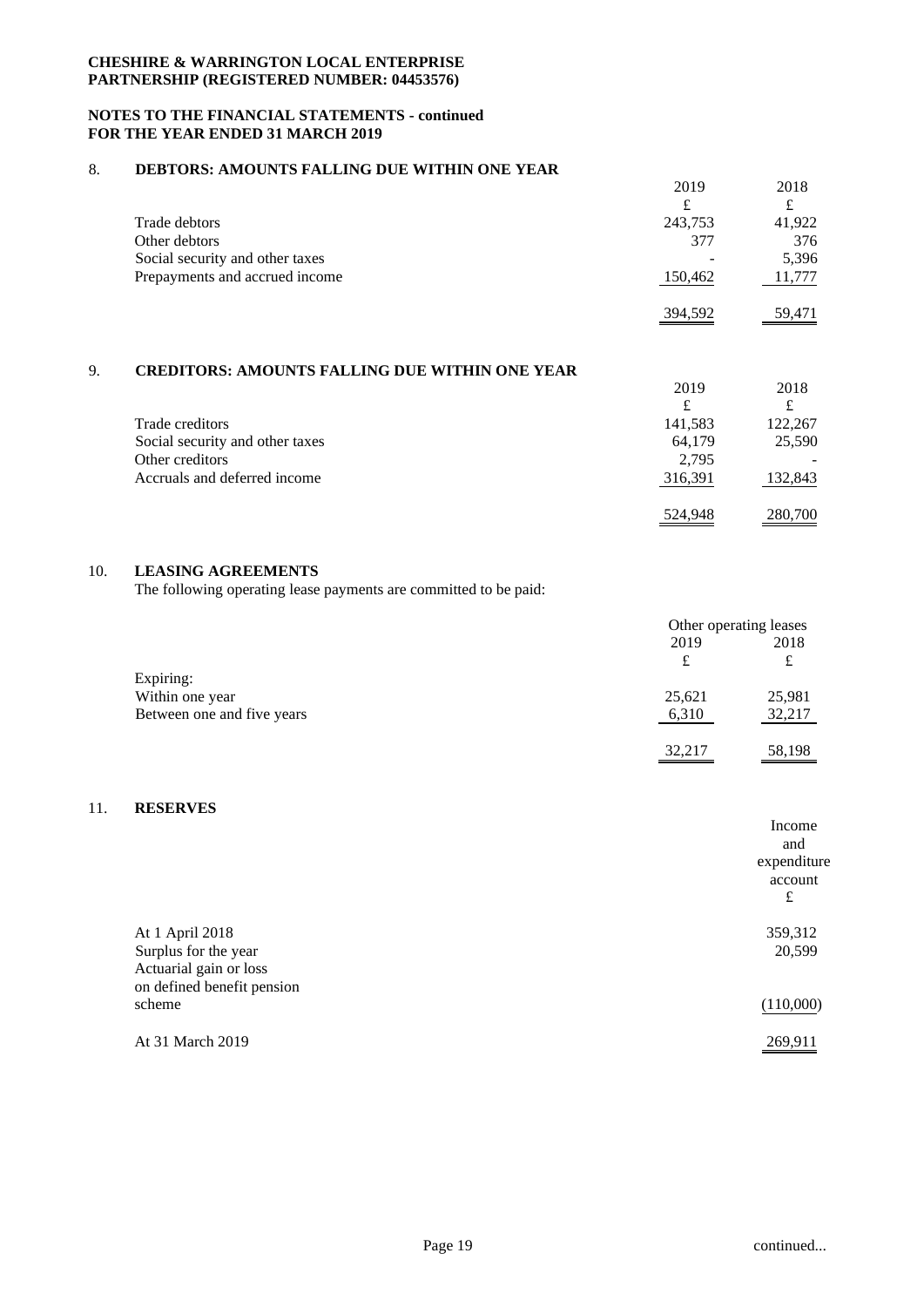**CHESHIRE & WARRINGTON LOCAL ENTERPRISE PARTNERSHIP (REGISTERED NUMBER: 04453576)**

**NOTES TO THE FINANCIAL STATEMENTS - continued FOR THE YEAR ENDED 31 MARCH 2019**

## 8. DEBTORS: AMOUNTS FALLING DUE WITHIN ONE YEAR

| | 2019 | 2018 |
|---|---|---|
| | £ | £ |
| Trade debtors | 243,753 | 41,922 |
| Other debtors | 377 | 376 |
| Social security and other taxes | - | 5,396 |
| Prepayments and accrued income | 150,462 | 11,777 |
| | 394,592 | 59,471 |

## 9. CREDITORS: AMOUNTS FALLING DUE WITHIN ONE YEAR

| | 2019 | 2018 |
|---|---|---|
| | £ | £ |
| Trade creditors | 141,583 | 122,267 |
| Social security and other taxes | 64,179 | 25,590 |
| Other creditors | 2,795 | - |
| Accruals and deferred income | 316,391 | 132,843 |
| | 524,948 | 280,700 |

## 10. LEASING AGREEMENTS

The following operating lease payments are committed to be paid:

| | Other operating leases | |
|---|---|---|
| | 2019 | 2018 |
| | £ | £ |
| Expiring: | | |
| Within one year | 25,621 | 25,981 |
| Between one and five years | 6,310 | 32,217 |
| | 32,217 | 58,198 |

## 11. RESERVES

| | Income and expenditure account |
|---|---|
| | £ |
| At 1 April 2018 | 359,312 |
| Surplus for the year | 20,599 |
| Actuarial gain or loss on defined benefit pension scheme | (110,000) |
| At 31 March 2019 | 269,911 |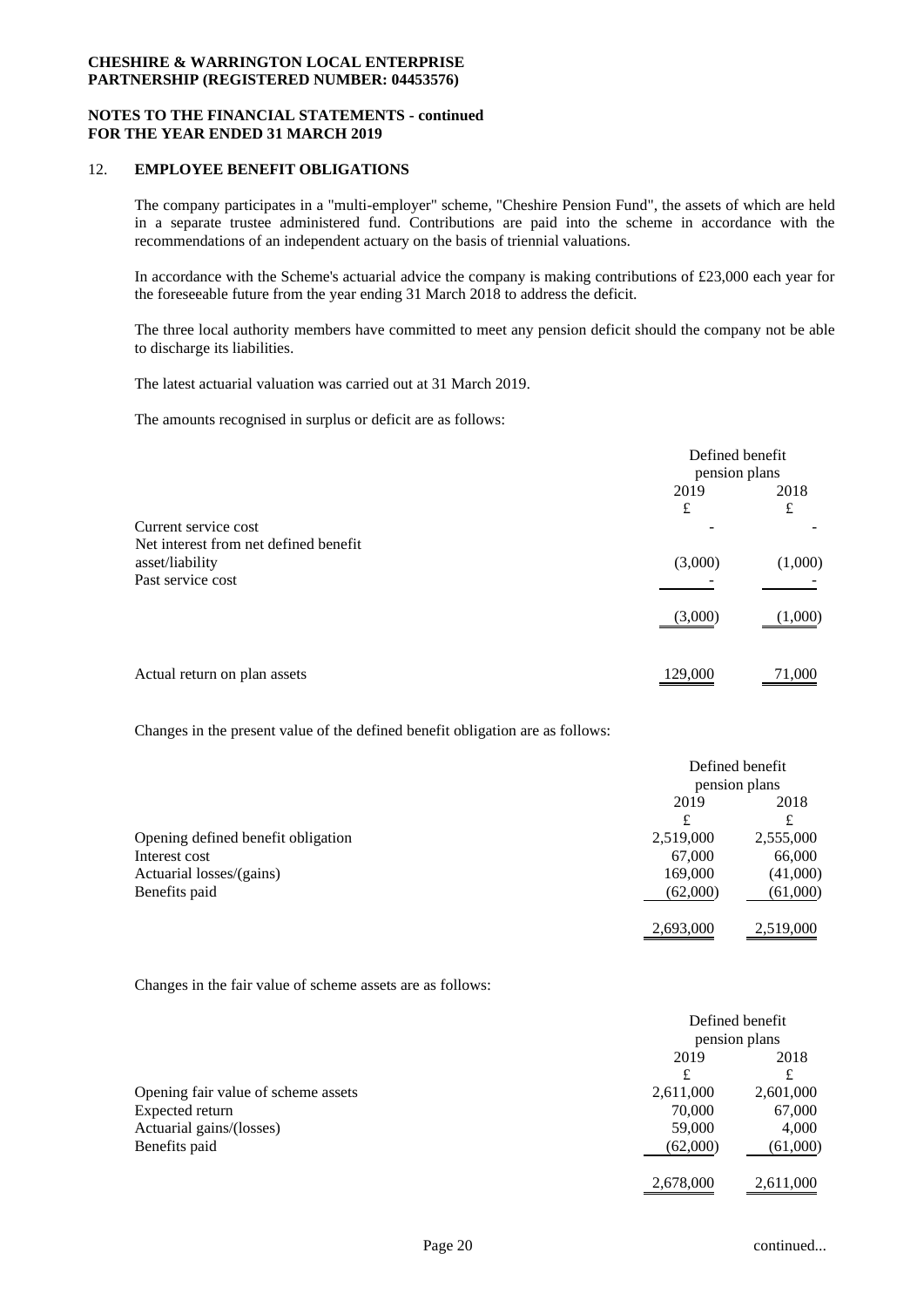**CHESHIRE & WARRINGTON LOCAL ENTERPRISE PARTNERSHIP (REGISTERED NUMBER: 04453576)**

**NOTES TO THE FINANCIAL STATEMENTS - continued FOR THE YEAR ENDED 31 MARCH 2019**

## 12. EMPLOYEE BENEFIT OBLIGATIONS

The company participates in a "multi-employer" scheme, "Cheshire Pension Fund", the assets of which are held in a separate trustee administered fund. Contributions are paid into the scheme in accordance with the recommendations of an independent actuary on the basis of triennial valuations.

In accordance with the Scheme's actuarial advice the company is making contributions of £23,000 each year for the foreseeable future from the year ending 31 March 2018 to address the deficit.

The three local authority members have committed to meet any pension deficit should the company not be able to discharge its liabilities.

The latest actuarial valuation was carried out at 31 March 2019.

The amounts recognised in surplus or deficit are as follows:

| | Defined benefit pension plans | |
|---|---|---|
| | 2019 | 2018 |
| | £ | £ |
| Current service cost | - | - |
| Net interest from net defined benefit asset/liability | (3,000) | (1,000) |
| Past service cost | - | - |
| | (3,000) | (1,000) |
| Actual return on plan assets | 129,000 | 71,000 |

Changes in the present value of the defined benefit obligation are as follows:

| | Defined benefit pension plans | |
|---|---|---|
| | 2019 | 2018 |
| | £ | £ |
| Opening defined benefit obligation | 2,519,000 | 2,555,000 |
| Interest cost | 67,000 | 66,000 |
| Actuarial losses/(gains) | 169,000 | (41,000) |
| Benefits paid | (62,000) | (61,000) |
| | 2,693,000 | 2,519,000 |

Changes in the fair value of scheme assets are as follows:

| | Defined benefit pension plans | |
|---|---|---|
| | 2019 | 2018 |
| | £ | £ |
| Opening fair value of scheme assets | 2,611,000 | 2,601,000 |
| Expected return | 70,000 | 67,000 |
| Actuarial gains/(losses) | 59,000 | 4,000 |
| Benefits paid | (62,000) | (61,000) |
| | 2,678,000 | 2,611,000 |

continued...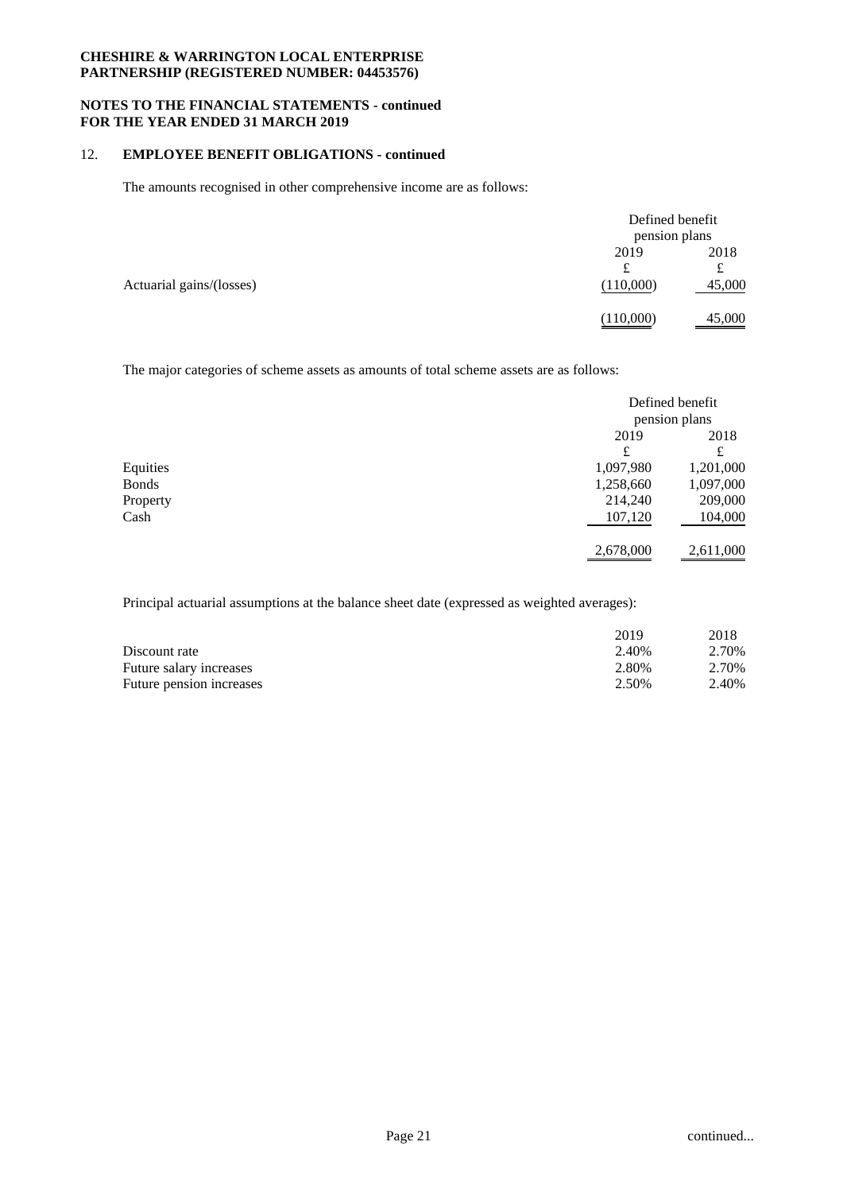**CHESHIRE & WARRINGTON LOCAL ENTERPRISE PARTNERSHIP (REGISTERED NUMBER: 04453576)**

**NOTES TO THE FINANCIAL STATEMENTS - continued FOR THE YEAR ENDED 31 MARCH 2019**

## 12. EMPLOYEE BENEFIT OBLIGATIONS - continued

The amounts recognised in other comprehensive income are as follows:

| | Defined benefit pension plans | |
|---|---|---|
| | 2019 | 2018 |
| | £ | £ |
| Actuarial gains/(losses) | (110,000) | 45,000 |
| | (110,000) | 45,000 |

The major categories of scheme assets as amounts of total scheme assets are as follows:

| | Defined benefit pension plans | |
|---|---|---|
| | 2019 | 2018 |
| | £ | £ |
| Equities | 1,097,980 | 1,201,000 |
| Bonds | 1,258,660 | 1,097,000 |
| Property | 214,240 | 209,000 |
| Cash | 107,120 | 104,000 |
| | 2,678,000 | 2,611,000 |

Principal actuarial assumptions at the balance sheet date (expressed as weighted averages):

| | 2019 | 2018 |
|---|---|---|
| Discount rate | 2.40% | 2.70% |
| Future salary increases | 2.80% | 2.70% |
| Future pension increases | 2.50% | 2.40% |

continued...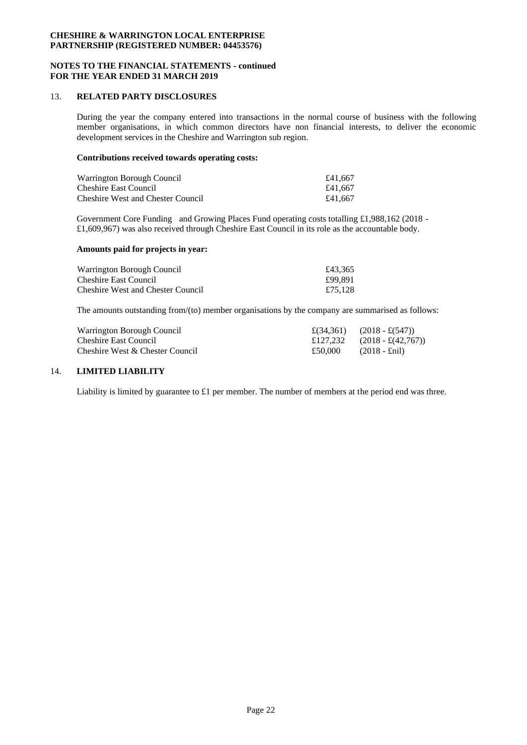**CHESHIRE & WARRINGTON LOCAL ENTERPRISE PARTNERSHIP (REGISTERED NUMBER: 04453576)**

**NOTES TO THE FINANCIAL STATEMENTS - continued FOR THE YEAR ENDED 31 MARCH 2019**

## 13. RELATED PARTY DISCLOSURES

During the year the company entered into transactions in the normal course of business with the following member organisations, in which common directors have non financial interests, to deliver the economic development services in the Cheshire and Warrington sub region.

**Contributions received towards operating costs:**

| | |
|---|---|
| Warrington Borough Council | £41,667 |
| Cheshire East Council | £41,667 |
| Cheshire West and Chester Council | £41,667 |

Government Core Funding and Growing Places Fund operating costs totalling £1,988,162 (2018 - £1,609,967) was also received through Cheshire East Council in its role as the accountable body.

**Amounts paid for projects in year:**

| | |
|---|---|
| Warrington Borough Council | £43,365 |
| Cheshire East Council | £99,891 |
| Cheshire West and Chester Council | £75,128 |

The amounts outstanding from/(to) member organisations by the company are summarised as follows:

| | | |
|---|---|---|
| Warrington Borough Council | £(34,361) | (2018 - £(547)) |
| Cheshire East Council | £127,232 | (2018 - £(42,767)) |
| Cheshire West & Chester Council | £50,000 | (2018 - £nil) |

## 14. LIMITED LIABILITY

Liability is limited by guarantee to £1 per member. The number of members at the period end was three.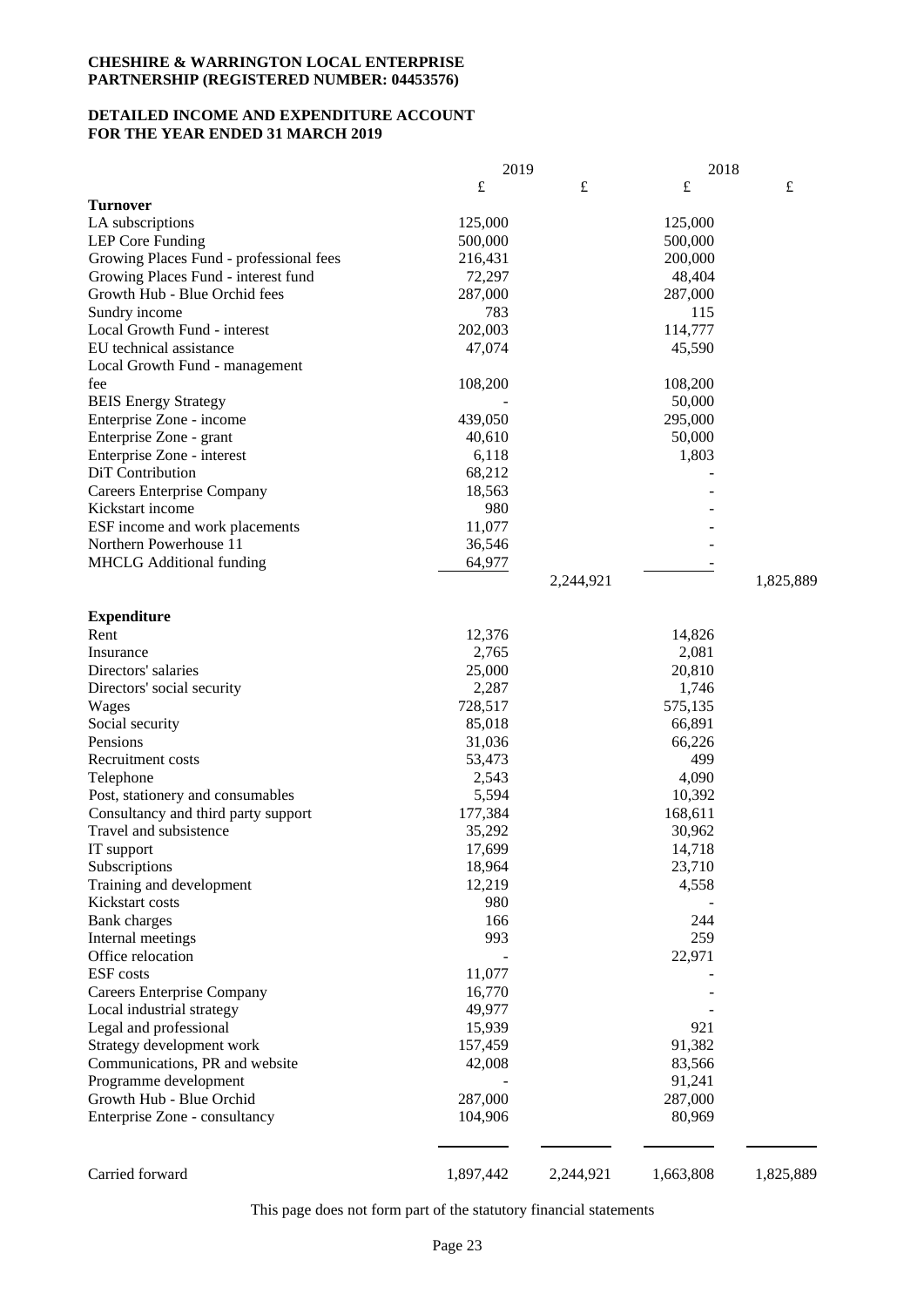**CHESHIRE & WARRINGTON LOCAL ENTERPRISE PARTNERSHIP (REGISTERED NUMBER: 04453576)**

**DETAILED INCOME AND EXPENDITURE ACCOUNT FOR THE YEAR ENDED 31 MARCH 2019**

| | 2019 | | 2018 | |
|---|---|---|---|---|
| | £ | £ | £ | £ |
| **Turnover** | | | | |
| LA subscriptions | 125,000 | | 125,000 | |
| LEP Core Funding | 500,000 | | 500,000 | |
| Growing Places Fund - professional fees | 216,431 | | 200,000 | |
| Growing Places Fund - interest fund | 72,297 | | 48,404 | |
| Growth Hub - Blue Orchid fees | 287,000 | | 287,000 | |
| Sundry income | 783 | | 115 | |
| Local Growth Fund - interest | 202,003 | | 114,777 | |
| EU technical assistance | 47,074 | | 45,590 | |
| Local Growth Fund - management fee | 108,200 | | 108,200 | |
| BEIS Energy Strategy | - | | 50,000 | |
| Enterprise Zone - income | 439,050 | | 295,000 | |
| Enterprise Zone - grant | 40,610 | | 50,000 | |
| Enterprise Zone - interest | 6,118 | | 1,803 | |
| DiT Contribution | 68,212 | | - | |
| Careers Enterprise Company | 18,563 | | - | |
| Kickstart income | 980 | | - | |
| ESF income and work placements | 11,077 | | - | |
| Northern Powerhouse 11 | 36,546 | | - | |
| MHCLG Additional funding | 64,977 | | - | |
| | | 2,244,921 | | 1,825,889 |
| **Expenditure** | | | | |
| Rent | 12,376 | | 14,826 | |
| Insurance | 2,765 | | 2,081 | |
| Directors' salaries | 25,000 | | 20,810 | |
| Directors' social security | 2,287 | | 1,746 | |
| Wages | 728,517 | | 575,135 | |
| Social security | 85,018 | | 66,891 | |
| Pensions | 31,036 | | 66,226 | |
| Recruitment costs | 53,473 | | 499 | |
| Telephone | 2,543 | | 4,090 | |
| Post, stationery and consumables | 5,594 | | 10,392 | |
| Consultancy and third party support | 177,384 | | 168,611 | |
| Travel and subsistence | 35,292 | | 30,962 | |
| IT support | 17,699 | | 14,718 | |
| Subscriptions | 18,964 | | 23,710 | |
| Training and development | 12,219 | | 4,558 | |
| Kickstart costs | 980 | | - | |
| Bank charges | 166 | | 244 | |
| Internal meetings | 993 | | 259 | |
| Office relocation | - | | 22,971 | |
| ESF costs | 11,077 | | - | |
| Careers Enterprise Company | 16,770 | | - | |
| Local industrial strategy | 49,977 | | - | |
| Legal and professional | 15,939 | | 921 | |
| Strategy development work | 157,459 | | 91,382 | |
| Communications, PR and website | 42,008 | | 83,566 | |
| Programme development | - | | 91,241 | |
| Growth Hub - Blue Orchid | 287,000 | | 287,000 | |
| Enterprise Zone - consultancy | 104,906 | | 80,969 | |
| Carried forward | 1,897,442 | 2,244,921 | 1,663,808 | 1,825,889 |

This page does not form part of the statutory financial statements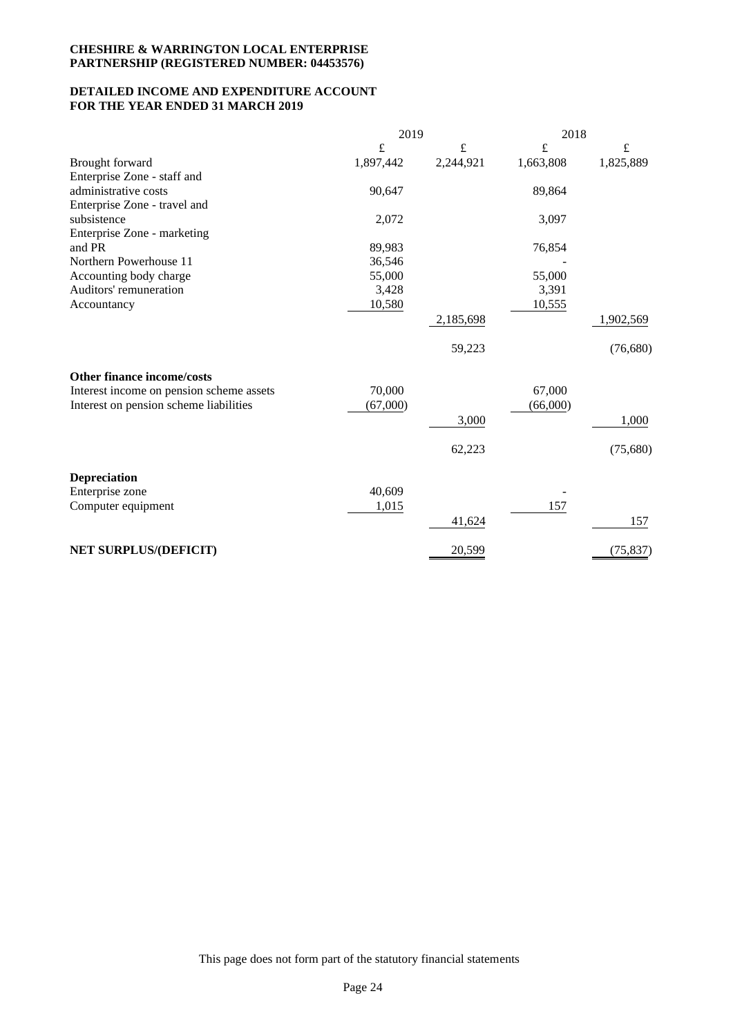**CHESHIRE & WARRINGTON LOCAL ENTERPRISE PARTNERSHIP (REGISTERED NUMBER: 04453576)**

**DETAILED INCOME AND EXPENDITURE ACCOUNT FOR THE YEAR ENDED 31 MARCH 2019**

| | 2019 | | 2018 | |
|---|---|---|---|---|
| | £ | £ | £ | £ |
| Brought forward | 1,897,442 | 2,244,921 | 1,663,808 | 1,825,889 |
| Enterprise Zone - staff and administrative costs | 90,647 | | 89,864 | |
| Enterprise Zone - travel and subsistence | 2,072 | | 3,097 | |
| Enterprise Zone - marketing and PR | 89,983 | | 76,854 | |
| Northern Powerhouse 11 | 36,546 | | - | |
| Accounting body charge | 55,000 | | 55,000 | |
| Auditors' remuneration | 3,428 | | 3,391 | |
| Accountancy | 10,580 | | 10,555 | |
| | | 2,185,698 | | 1,902,569 |
| | | 59,223 | | (76,680) |
| **Other finance income/costs** | | | | |
| Interest income on pension scheme assets | 70,000 | | 67,000 | |
| Interest on pension scheme liabilities | (67,000) | | (66,000) | |
| | | 3,000 | | 1,000 |
| | | 62,223 | | (75,680) |
| **Depreciation** | | | | |
| Enterprise zone | 40,609 | | - | |
| Computer equipment | 1,015 | | 157 | |
| | | 41,624 | | 157 |
| **NET SURPLUS/(DEFICIT)** | | 20,599 | | (75,837) |

This page does not form part of the statutory financial statements